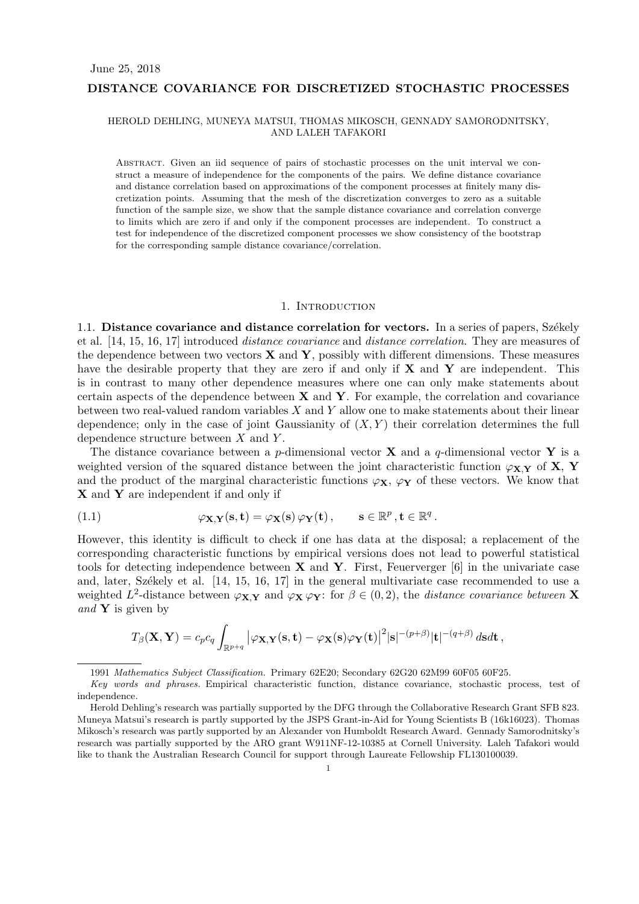June 25, 2018

# DISTANCE COVARIANCE FOR DISCRETIZED STOCHASTIC PROCESSES

HEROLD DEHLING, MUNEYA MATSUI, THOMAS MIKOSCH, GENNADY SAMORODNITSKY, AND LALEH TAFAKORI

Abstract. Given an iid sequence of pairs of stochastic processes on the unit interval we construct a measure of independence for the components of the pairs. We define distance covariance and distance correlation based on approximations of the component processes at finitely many discretization points. Assuming that the mesh of the discretization converges to zero as a suitable function of the sample size, we show that the sample distance covariance and correlation converge to limits which are zero if and only if the component processes are independent. To construct a test for independence of the discretized component processes we show consistency of the bootstrap for the corresponding sample distance covariance/correlation.

## 1. Introduction

### 1.1. Distance covariance and distance correlation for vectors.

In a series of papers, Székely et al. [14, 15, 16, 17] introduced *distance covariance* and *distance correlation*. They are measures of the dependence between two vectors $\mathbf{X}$ and $\mathbf{Y}$, possibly with different dimensions. These measures have the desirable property that they are zero if and only if $\mathbf{X}$ and $\mathbf{Y}$ are independent. This is in contrast to many other dependence measures where one can only make statements about certain aspects of the dependence between $\mathbf{X}$ and $\mathbf{Y}$. For example, the correlation and covariance between two real-valued random variables $X$ and $Y$ allow one to make statements about their linear dependence; only in the case of joint Gaussianity of $(X, Y)$ their correlation determines the full dependence structure between $X$ and $Y$.

The distance covariance between a $p$-dimensional vector $\mathbf{X}$ and a $q$-dimensional vector $\mathbf{Y}$ is a weighted version of the squared distance between the joint characteristic function $\varphi_{\mathbf{X},\mathbf{Y}}$ of $\mathbf{X}$, $\mathbf{Y}$ and the product of the marginal characteristic functions $\varphi_{\mathbf{X}}$, $\varphi_{\mathbf{Y}}$ of these vectors. We know that $\mathbf{X}$ and $\mathbf{Y}$ are independent if and only if

$$\varphi_{\mathbf{X},\mathbf{Y}}(\mathbf{s},\mathbf{t}) = \varphi_{\mathbf{X}}(\mathbf{s})\,\varphi_{\mathbf{Y}}(\mathbf{t})\,, \qquad \mathbf{s}\in\mathbb{R}^p\,, \mathbf{t}\in\mathbb{R}^q\,. \tag{1.1}$$

However, this identity is difficult to check if one has data at the disposal; a replacement of the corresponding characteristic functions by empirical versions does not lead to powerful statistical tools for detecting independence between $\mathbf{X}$ and $\mathbf{Y}$. First, Feuerverger [6] in the univariate case and, later, Székely et al. [14, 15, 16, 17] in the general multivariate case recommended to use a weighted $L^2$-distance between $\varphi_{\mathbf{X},\mathbf{Y}}$ and $\varphi_{\mathbf{X}}\,\varphi_{\mathbf{Y}}$: for $\beta\in(0,2)$, the *distance covariance between* $\mathbf{X}$ *and* $\mathbf{Y}$ is given by

$$T_\beta(\mathbf{X},\mathbf{Y}) = c_p c_q \int_{\mathbb{R}^{p+q}} \big|\varphi_{\mathbf{X},\mathbf{Y}}(\mathbf{s},\mathbf{t}) - \varphi_{\mathbf{X}}(\mathbf{s})\varphi_{\mathbf{Y}}(\mathbf{t})\big|^2 |\mathbf{s}|^{-(p+\beta)}|\mathbf{t}|^{-(q+\beta)}\,d\mathbf{s}d\mathbf{t}\,,$$

---

1991 *Mathematics Subject Classification.* Primary 62E20; Secondary 62G20 62M99 60F05 60F25.

*Key words and phrases.* Empirical characteristic function, distance covariance, stochastic process, test of independence.

Herold Dehling's research was partially supported by the DFG through the Collaborative Research Grant SFB 823. Muneya Matsui's research is partly supported by the JSPS Grant-in-Aid for Young Scientists B (16k16023). Thomas Mikosch's research was partly supported by an Alexander von Humboldt Research Award. Gennady Samorodnitsky's research was partially supported by the ARO grant W911NF-12-10385 at Cornell University. Laleh Tafakori would like to thank the Australian Research Council for support through Laureate Fellowship FL130100039.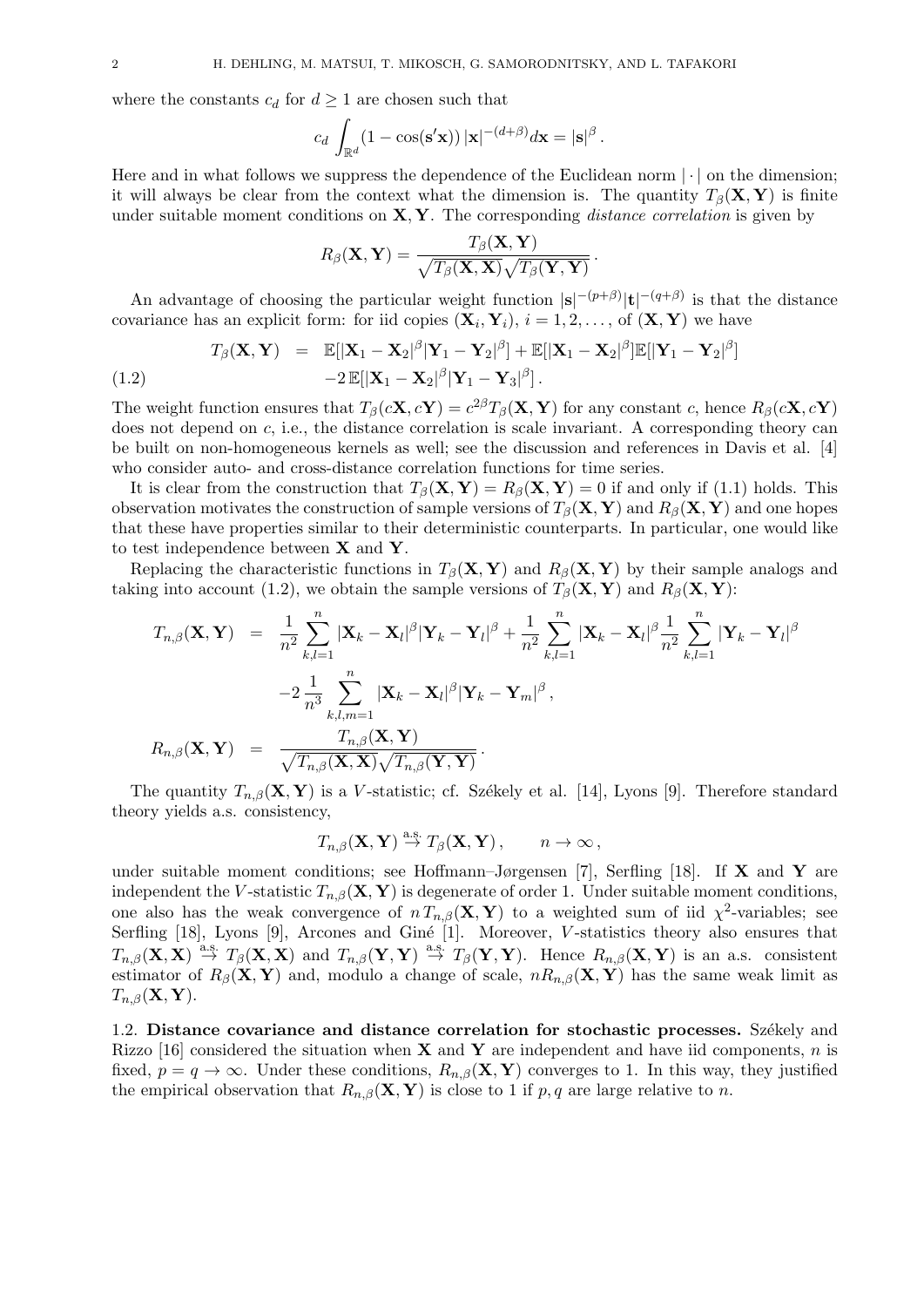where the constants $c_d$ for $d \geq 1$ are chosen such that

$$c_d \int_{\mathbb{R}^d} (1 - \cos(\mathbf{s}'\mathbf{x}))\, |\mathbf{x}|^{-(d+\beta)} d\mathbf{x} = |\mathbf{s}|^{\beta}\,.$$

Here and in what follows we suppress the dependence of the Euclidean norm $|\cdot|$ on the dimension; it will always be clear from the context what the dimension is. The quantity $T_\beta(\mathbf{X},\mathbf{Y})$ is finite under suitable moment conditions on $\mathbf{X},\mathbf{Y}$. The corresponding *distance correlation* is given by

$$R_\beta(\mathbf{X},\mathbf{Y}) = \frac{T_\beta(\mathbf{X},\mathbf{Y})}{\sqrt{T_\beta(\mathbf{X},\mathbf{X})}\sqrt{T_\beta(\mathbf{Y},\mathbf{Y})}}\,.$$

An advantage of choosing the particular weight function $|\mathbf{s}|^{-(p+\beta)}|\mathbf{t}|^{-(q+\beta)}$ is that the distance covariance has an explicit form: for iid copies $(\mathbf{X}_i,\mathbf{Y}_i)$, $i=1,2,\ldots$, of $(\mathbf{X},\mathbf{Y})$ we have

$$\begin{aligned} T_\beta(\mathbf{X},\mathbf{Y}) &= \mathbb{E}[|\mathbf{X}_1-\mathbf{X}_2|^\beta|\mathbf{Y}_1-\mathbf{Y}_2|^\beta] + \mathbb{E}[|\mathbf{X}_1-\mathbf{X}_2|^\beta]\mathbb{E}[|\mathbf{Y}_1-\mathbf{Y}_2|^\beta] \\ &\quad -2\,\mathbb{E}[|\mathbf{X}_1-\mathbf{X}_2|^\beta|\mathbf{Y}_1-\mathbf{Y}_3|^\beta]\,. \end{aligned} \tag{1.2}$$

The weight function ensures that $T_\beta(c\mathbf{X},c\mathbf{Y}) = c^{2\beta}T_\beta(\mathbf{X},\mathbf{Y})$ for any constant $c$, hence $R_\beta(c\mathbf{X},c\mathbf{Y})$ does not depend on $c$, i.e., the distance correlation is scale invariant. A corresponding theory can be built on non-homogeneous kernels as well; see the discussion and references in Davis et al. [4] who consider auto- and cross-distance correlation functions for time series.

It is clear from the construction that $T_\beta(\mathbf{X},\mathbf{Y}) = R_\beta(\mathbf{X},\mathbf{Y}) = 0$ if and only if (1.1) holds. This observation motivates the construction of sample versions of $T_\beta(\mathbf{X},\mathbf{Y})$ and $R_\beta(\mathbf{X},\mathbf{Y})$ and one hopes that these have properties similar to their deterministic counterparts. In particular, one would like to test independence between $\mathbf{X}$ and $\mathbf{Y}$.

Replacing the characteristic functions in $T_\beta(\mathbf{X},\mathbf{Y})$ and $R_\beta(\mathbf{X},\mathbf{Y})$ by their sample analogs and taking into account (1.2), we obtain the sample versions of $T_\beta(\mathbf{X},\mathbf{Y})$ and $R_\beta(\mathbf{X},\mathbf{Y})$:

$$\begin{aligned} T_{n,\beta}(\mathbf{X},\mathbf{Y}) &= \frac{1}{n^2}\sum_{k,l=1}^n |\mathbf{X}_k-\mathbf{X}_l|^\beta|\mathbf{Y}_k-\mathbf{Y}_l|^\beta + \frac{1}{n^2}\sum_{k,l=1}^n |\mathbf{X}_k-\mathbf{X}_l|^\beta \frac{1}{n^2}\sum_{k,l=1}^n |\mathbf{Y}_k-\mathbf{Y}_l|^\beta \\ &\quad -2\,\frac{1}{n^3}\sum_{k,l,m=1}^n |\mathbf{X}_k-\mathbf{X}_l|^\beta|\mathbf{Y}_k-\mathbf{Y}_m|^\beta\,, \\ R_{n,\beta}(\mathbf{X},\mathbf{Y}) &= \frac{T_{n,\beta}(\mathbf{X},\mathbf{Y})}{\sqrt{T_{n,\beta}(\mathbf{X},\mathbf{X})}\sqrt{T_{n,\beta}(\mathbf{Y},\mathbf{Y})}}\,. \end{aligned}$$

The quantity $T_{n,\beta}(\mathbf{X},\mathbf{Y})$ is a $V$-statistic; cf. Székely et al. [14], Lyons [9]. Therefore standard theory yields a.s. consistency,

$$T_{n,\beta}(\mathbf{X},\mathbf{Y}) \stackrel{\text{a.s.}}{\to} T_\beta(\mathbf{X},\mathbf{Y})\,, \qquad n\to\infty\,,$$

under suitable moment conditions; see Hoffmann–Jørgensen [7], Serfling [18]. If $\mathbf{X}$ and $\mathbf{Y}$ are independent the $V$-statistic $T_{n,\beta}(\mathbf{X},\mathbf{Y})$ is degenerate of order 1. Under suitable moment conditions, one also has the weak convergence of $n\,T_{n,\beta}(\mathbf{X},\mathbf{Y})$ to a weighted sum of iid $\chi^2$-variables; see Serfling [18], Lyons [9], Arcones and Giné [1]. Moreover, $V$-statistics theory also ensures that $T_{n,\beta}(\mathbf{X},\mathbf{X}) \stackrel{\text{a.s.}}{\to} T_\beta(\mathbf{X},\mathbf{X})$ and $T_{n,\beta}(\mathbf{Y},\mathbf{Y}) \stackrel{\text{a.s.}}{\to} T_\beta(\mathbf{Y},\mathbf{Y})$. Hence $R_{n,\beta}(\mathbf{X},\mathbf{Y})$ is an a.s. consistent estimator of $R_\beta(\mathbf{X},\mathbf{Y})$ and, modulo a change of scale, $nR_{n,\beta}(\mathbf{X},\mathbf{Y})$ has the same weak limit as $T_{n,\beta}(\mathbf{X},\mathbf{Y})$.

### 1.2. Distance covariance and distance correlation for stochastic processes.

Székely and Rizzo [16] considered the situation when $\mathbf{X}$ and $\mathbf{Y}$ are independent and have iid components, $n$ is fixed, $p=q\to\infty$. Under these conditions, $R_{n,\beta}(\mathbf{X},\mathbf{Y})$ converges to 1. In this way, they justified the empirical observation that $R_{n,\beta}(\mathbf{X},\mathbf{Y})$ is close to 1 if $p,q$ are large relative to $n$.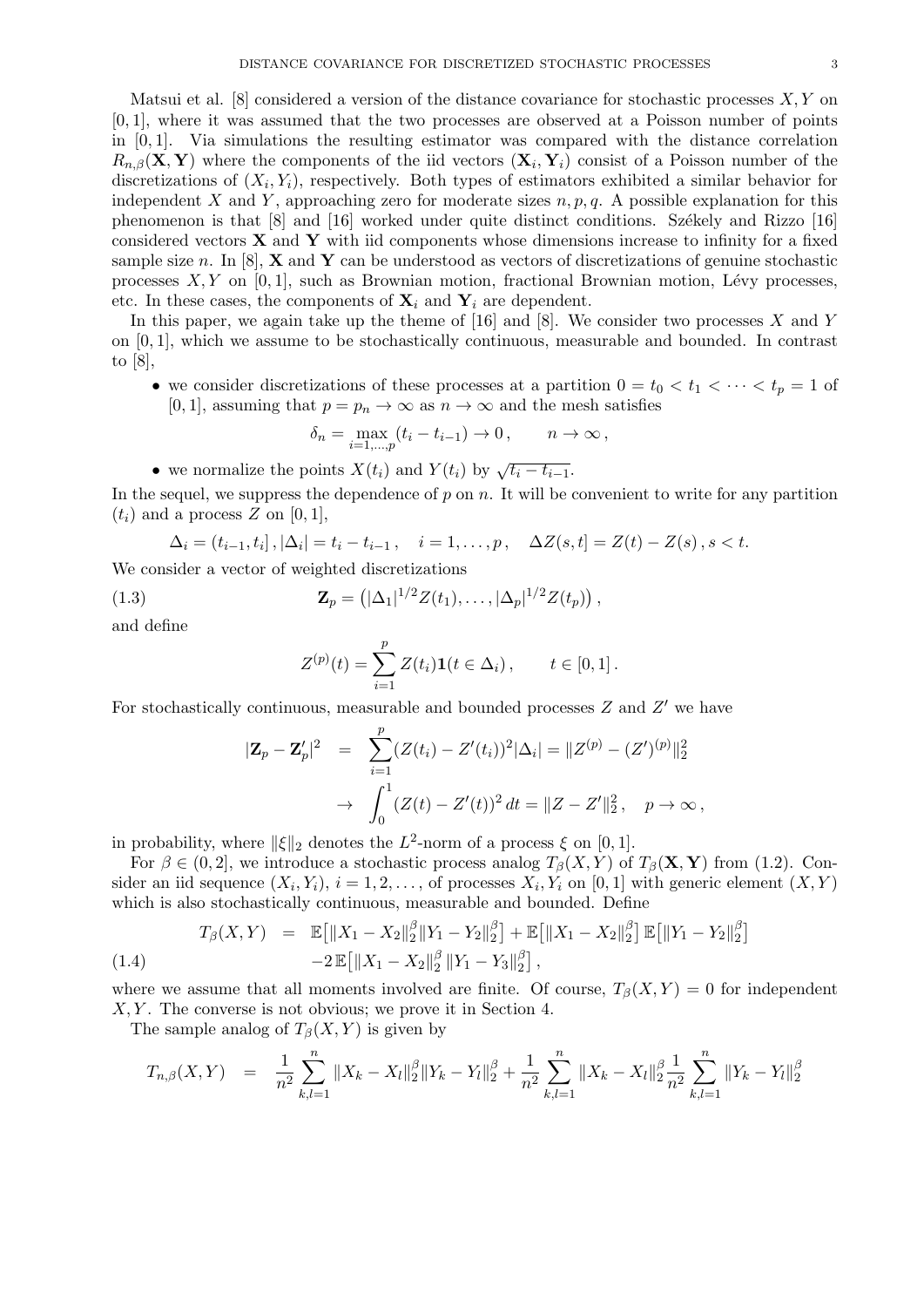Matsui et al. [8] considered a version of the distance covariance for stochastic processes $X, Y$ on $[0,1]$, where it was assumed that the two processes are observed at a Poisson number of points in $[0,1]$. Via simulations the resulting estimator was compared with the distance correlation $R_{n,\beta}(\mathbf{X},\mathbf{Y})$ where the components of the iid vectors $(\mathbf{X}_i,\mathbf{Y}_i)$ consist of a Poisson number of the discretizations of $(X_i,Y_i)$, respectively. Both types of estimators exhibited a similar behavior for independent $X$ and $Y$, approaching zero for moderate sizes $n,p,q$. A possible explanation for this phenomenon is that [8] and [16] worked under quite distinct conditions. Székely and Rizzo [16] considered vectors $\mathbf{X}$ and $\mathbf{Y}$ with iid components whose dimensions increase to infinity for a fixed sample size $n$. In [8], $\mathbf{X}$ and $\mathbf{Y}$ can be understood as vectors of discretizations of genuine stochastic processes $X, Y$ on $[0,1]$, such as Brownian motion, fractional Brownian motion, Lévy processes, etc. In these cases, the components of $\mathbf{X}_i$ and $\mathbf{Y}_i$ are dependent.

In this paper, we again take up the theme of [16] and [8]. We consider two processes $X$ and $Y$ on $[0,1]$, which we assume to be stochastically continuous, measurable and bounded. In contrast to [8],

- we consider discretizations of these processes at a partition $0=t_0<t_1<\cdots<t_p=1$ of $[0,1]$, assuming that $p=p_n\to\infty$ as $n\to\infty$ and the mesh satisfies
$$\delta_n=\max_{i=1,\ldots,p}(t_i-t_{i-1})\to 0\,,\qquad n\to\infty\,,$$
- we normalize the points $X(t_i)$ and $Y(t_i)$ by $\sqrt{t_i-t_{i-1}}$.

In the sequel, we suppress the dependence of $p$ on $n$. It will be convenient to write for any partition $(t_i)$ and a process $Z$ on $[0,1]$,

$$\Delta_i=(t_{i-1},t_i]\,,|\Delta_i|=t_i-t_{i-1}\,,\quad i=1,\ldots,p\,,\quad \Delta Z(s,t]=Z(t)-Z(s)\,,s<t.$$

We consider a vector of weighted discretizations

$$\mathbf{Z}_p=\big(|\Delta_1|^{1/2}Z(t_1),\ldots,|\Delta_p|^{1/2}Z(t_p)\big)\,, \tag{1.3}$$

and define

$$Z^{(p)}(t)=\sum_{i=1}^p Z(t_i)\mathbf{1}(t\in\Delta_i)\,,\qquad t\in[0,1]\,.$$

For stochastically continuous, measurable and bounded processes $Z$ and $Z'$ we have

$$\begin{aligned}|\mathbf{Z}_p-\mathbf{Z}'_p|^2 &= \sum_{i=1}^p (Z(t_i)-Z'(t_i))^2|\Delta_i| = \|Z^{(p)}-(Z')^{(p)}\|_2^2\\ &\to \int_0^1 (Z(t)-Z'(t))^2\,dt=\|Z-Z'\|_2^2\,,\quad p\to\infty\,,\end{aligned}$$

in probability, where $\|\xi\|_2$ denotes the $L^2$-norm of a process $\xi$ on $[0,1]$.

For $\beta\in(0,2]$, we introduce a stochastic process analog $T_\beta(X,Y)$ of $T_\beta(\mathbf{X},\mathbf{Y})$ from (1.2). Consider an iid sequence $(X_i,Y_i)$, $i=1,2,\ldots$, of processes $X_i,Y_i$ on $[0,1]$ with generic element $(X,Y)$ which is also stochastically continuous, measurable and bounded. Define

$$\begin{aligned}T_\beta(X,Y) &= \mathbb{E}\big[\|X_1-X_2\|_2^\beta\|Y_1-Y_2\|_2^\beta\big]+\mathbb{E}\big[\|X_1-X_2\|_2^\beta\big]\,\mathbb{E}\big[\|Y_1-Y_2\|_2^\beta\big]\\ &\quad -2\,\mathbb{E}\big[\|X_1-X_2\|_2^\beta\,\|Y_1-Y_3\|_2^\beta\big]\,,\end{aligned} \tag{1.4}$$

where we assume that all moments involved are finite. Of course, $T_\beta(X,Y)=0$ for independent $X,Y$. The converse is not obvious; we prove it in Section 4.

The sample analog of $T_\beta(X,Y)$ is given by

$$T_{n,\beta}(X,Y) = \frac{1}{n^2}\sum_{k,l=1}^n \|X_k-X_l\|_2^\beta\|Y_k-Y_l\|_2^\beta+\frac{1}{n^2}\sum_{k,l=1}^n \|X_k-X_l\|_2^\beta\frac{1}{n^2}\sum_{k,l=1}^n \|Y_k-Y_l\|_2^\beta$$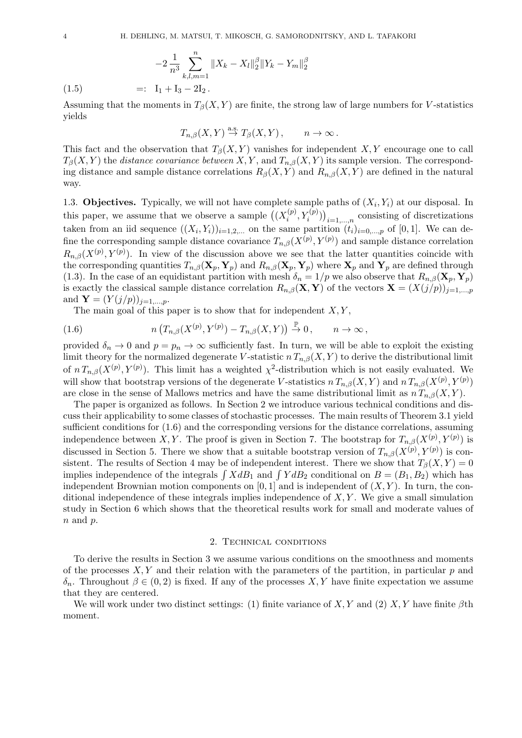$$
-2\,\frac{1}{n^3}\sum_{k,l,m=1}^{n}\|X_k-X_l\|_2^{\beta}\|Y_k-Y_m\|_2^{\beta}
$$

$$
=: \ \mathrm{I}_1+\mathrm{I}_3-2\mathrm{I}_2\,. \tag{1.5}
$$

Assuming that the moments in $T_\beta(X,Y)$ are finite, the strong law of large numbers for $V$-statistics yields

$$
T_{n,\beta}(X,Y)\stackrel{\text{a.s.}}{\to} T_\beta(X,Y)\,,\qquad n\to\infty\,.
$$

This fact and the observation that $T_\beta(X,Y)$ vanishes for independent $X,Y$ encourage one to call $T_\beta(X,Y)$ the *distance covariance between* $X,Y$, and $T_{n,\beta}(X,Y)$ its sample version. The corresponding distance and sample distance correlations $R_\beta(X,Y)$ and $R_{n,\beta}(X,Y)$ are defined in the natural way.

**1.3. Objectives.** Typically, we will not have complete sample paths of $(X_i,Y_i)$ at our disposal. In this paper, we assume that we observe a sample $\big((X_i^{(p)},Y_i^{(p)})\big)_{i=1,\ldots,n}$ consisting of discretizations taken from an iid sequence $((X_i,Y_i))_{i=1,2,\ldots}$ on the same partition $(t_i)_{i=0,\ldots,p}$ of $[0,1]$. We can define the corresponding sample distance covariance $T_{n,\beta}(X^{(p)},Y^{(p)})$ and sample distance correlation $R_{n,\beta}(X^{(p)},Y^{(p)})$. In view of the discussion above we see that the latter quantities coincide with the corresponding quantities $T_{n,\beta}(\mathbf{X}_p,\mathbf{Y}_p)$ and $R_{n,\beta}(\mathbf{X}_p,\mathbf{Y}_p)$ where $\mathbf{X}_p$ and $\mathbf{Y}_p$ are defined through (1.3). In the case of an equidistant partition with mesh $\delta_n=1/p$ we also observe that $R_{n,\beta}(\mathbf{X}_p,\mathbf{Y}_p)$ is exactly the classical sample distance correlation $R_{n,\beta}(\mathbf{X},\mathbf{Y})$ of the vectors $\mathbf{X}=(X(j/p))_{j=1,\ldots,p}$ and $\mathbf{Y}=(Y(j/p))_{j=1,\ldots,p}$.

The main goal of this paper is to show that for independent $X,Y$,

$$
n\,\big(T_{n,\beta}(X^{(p)},Y^{(p)})-T_{n,\beta}(X,Y)\big)\stackrel{\mathbb{P}}{\to}0\,,\qquad n\to\infty\,, \tag{1.6}
$$

provided $\delta_n\to 0$ and $p=p_n\to\infty$ sufficiently fast. In turn, we will be able to exploit the existing limit theory for the normalized degenerate $V$-statistic $n\,T_{n,\beta}(X,Y)$ to derive the distributional limit of $n\,T_{n,\beta}(X^{(p)},Y^{(p)})$. This limit has a weighted $\chi^2$-distribution which is not easily evaluated. We will show that bootstrap versions of the degenerate $V$-statistics $n\,T_{n,\beta}(X,Y)$ and $n\,T_{n,\beta}(X^{(p)},Y^{(p)})$ are close in the sense of Mallows metrics and have the same distributional limit as $n\,T_{n,\beta}(X,Y)$.

The paper is organized as follows. In Section 2 we introduce various technical conditions and discuss their applicability to some classes of stochastic processes. The main results of Theorem 3.1 yield sufficient conditions for (1.6) and the corresponding versions for the distance correlations, assuming independence between $X,Y$. The proof is given in Section 7. The bootstrap for $T_{n,\beta}(X^{(p)},Y^{(p)})$ is discussed in Section 5. There we show that a suitable bootstrap version of $T_{n,\beta}(X^{(p)},Y^{(p)})$ is consistent. The results of Section 4 may be of independent interest. There we show that $T_\beta(X,Y)=0$ implies independence of the integrals $\int X\,dB_1$ and $\int Y\,dB_2$ conditional on $B=(B_1,B_2)$ which has independent Brownian motion components on $[0,1]$ and is independent of $(X,Y)$. In turn, the conditional independence of these integrals implies independence of $X,Y$. We give a small simulation study in Section 6 which shows that the theoretical results work for small and moderate values of $n$ and $p$.

## 2. Technical conditions

To derive the results in Section 3 we assume various conditions on the smoothness and moments of the processes $X,Y$ and their relation with the parameters of the partition, in particular $p$ and $\delta_n$. Throughout $\beta\in(0,2)$ is fixed. If any of the processes $X,Y$ have finite expectation we assume that they are centered.

We will work under two distinct settings: (1) finite variance of $X,Y$ and (2) $X,Y$ have finite $\beta$th moment.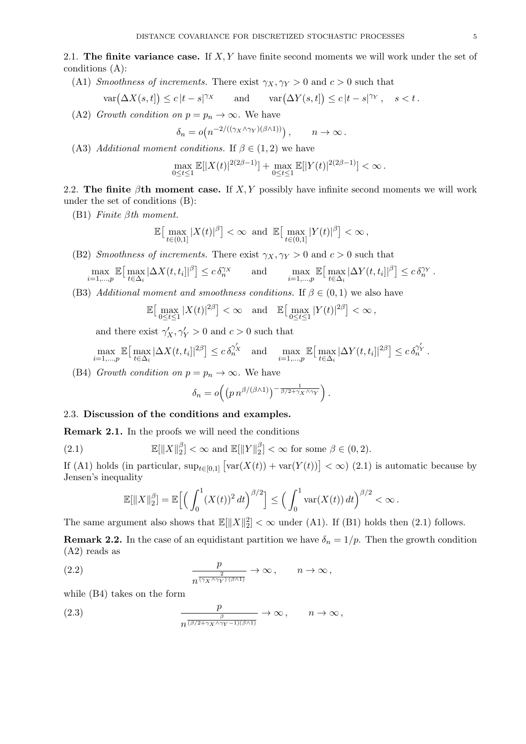### 2.1. The finite variance case.

If $X, Y$ have finite second moments we will work under the set of conditions (A):

(A1) *Smoothness of increments.* There exist $\gamma_X, \gamma_Y > 0$ and $c > 0$ such that

$$\operatorname{var}\big(\Delta X(s,t]\big) \le c\,|t-s|^{\gamma_X} \qquad \text{and} \qquad \operatorname{var}\big(\Delta Y(s,t]\big) \le c\,|t-s|^{\gamma_Y}\,, \quad s<t\,.$$

(A2) *Growth condition on $p = p_n \to \infty$.* We have

$$\delta_n = o\big(n^{-2/((\gamma_X\wedge\gamma_Y)(\beta\wedge 1))}\big)\,, \qquad n\to\infty\,.$$

(A3) *Additional moment conditions.* If $\beta \in (1,2)$ we have

$$\max_{0\le t\le 1} \mathbb{E}[|X(t)|^{2(2\beta-1)}] + \max_{0\le t\le 1} \mathbb{E}[|Y(t)|^{2(2\beta-1)}] < \infty\,.$$

### 2.2. The finite $\beta$th moment case.

If $X, Y$ possibly have infinite second moments we will work under the set of conditions (B):

(B1) *Finite $\beta$th moment.*

$$\mathbb{E}\big[\max_{t\in(0,1]} |X(t)|^{\beta}\big] < \infty \ \text{ and } \ \mathbb{E}\big[\max_{t\in(0,1]} |Y(t)|^{\beta}\big] < \infty\,,$$

(B2) *Smoothness of increments.* There exist $\gamma_X, \gamma_Y > 0$ and $c > 0$ such that

$$\max_{i=1,\ldots,p} \mathbb{E}\big[\max_{t\in\Delta_i} |\Delta X(t,t_i]|^{\beta}\big] \le c\,\delta_n^{\gamma_X} \qquad \text{and} \qquad \max_{i=1,\ldots,p} \mathbb{E}\big[\max_{t\in\Delta_i} |\Delta Y(t,t_i]|^{\beta}\big] \le c\,\delta_n^{\gamma_Y}\,.$$

(B3) *Additional moment and smoothness conditions.* If $\beta \in (0,1)$ we also have

$$\mathbb{E}\big[\max_{0\le t\le 1} |X(t)|^{2\beta}\big] < \infty \quad \text{and} \quad \mathbb{E}\big[\max_{0\le t\le 1} |Y(t)|^{2\beta}\big] < \infty\,,$$

and there exist $\gamma_X', \gamma_Y' > 0$ and $c > 0$ such that

$$\max_{i=1,\ldots,p} \mathbb{E}\big[\max_{t\in\Delta_i} |\Delta X(t,t_i]|^{2\beta}\big] \le c\,\delta_n^{\gamma_X'} \quad \text{and} \quad \max_{i=1,\ldots,p} \mathbb{E}\big[\max_{t\in\Delta_i} |\Delta Y(t,t_i]|^{2\beta}\big] \le c\,\delta_n^{\gamma_Y'}\,.$$

(B4) *Growth condition on $p = p_n \to \infty$.* We have

$$\delta_n = o\Big(\big(p\, n^{\beta/(\beta\wedge 1)}\big)^{-\frac{1}{\beta/2+\gamma_X\wedge\gamma_Y}}\Big)\,.$$

### 2.3. Discussion of the conditions and examples.

**Remark 2.1.** In the proofs we will need the conditions

$$\mathbb{E}[\|X\|_2^{\beta}] < \infty \text{ and } \mathbb{E}[\|Y\|_2^{\beta}] < \infty \text{ for some } \beta \in (0,2). \tag{2.1}$$

If (A1) holds (in particular, $\sup_{t\in[0,1]} \big[\operatorname{var}(X(t)) + \operatorname{var}(Y(t))\big] < \infty$) (2.1) is automatic because by Jensen's inequality

$$\mathbb{E}[\|X\|_2^{\beta}] = \mathbb{E}\Big[\Big(\int_0^1 (X(t))^2\,dt\Big)^{\beta/2}\Big] \le \Big(\int_0^1 \operatorname{var}(X(t))\,dt\Big)^{\beta/2} < \infty\,.$$

The same argument also shows that $\mathbb{E}[\|X\|_2^2] < \infty$ under (A1). If (B1) holds then (2.1) follows.

**Remark 2.2.** In the case of an equidistant partition we have $\delta_n = 1/p$. Then the growth condition (A2) reads as

$$\frac{p}{n^{\frac{2}{(\gamma_X\wedge\gamma_Y)(\beta\wedge 1)}}} \to \infty\,, \qquad n\to\infty\,, \tag{2.2}$$

while (B4) takes on the form

$$\frac{p}{n^{\frac{\beta}{(\beta/2+\gamma_X\wedge\gamma_Y-1)(\beta\wedge 1)}}} \to \infty\,, \qquad n\to\infty\,, \tag{2.3}$$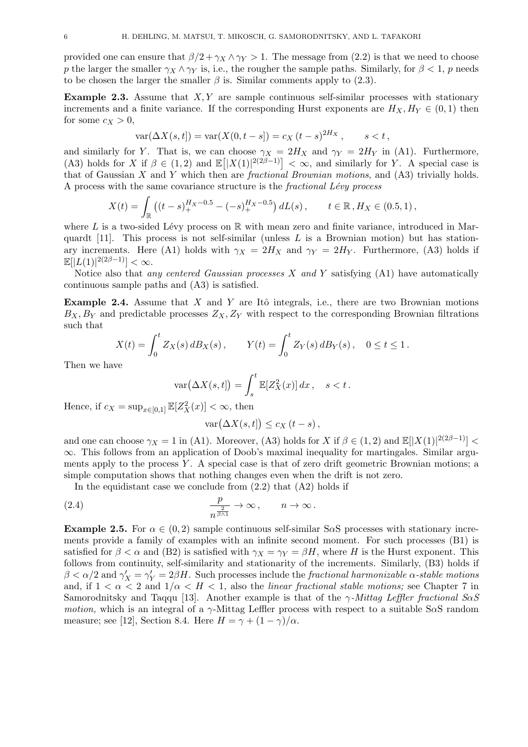provided one can ensure that $\beta/2 + \gamma_X \wedge \gamma_Y > 1$. The message from (2.2) is that we need to choose $p$ the larger the smaller $\gamma_X \wedge \gamma_Y$ is, i.e., the rougher the sample paths. Similarly, for $\beta < 1$, $p$ needs to be chosen the larger the smaller $\beta$ is. Similar comments apply to (2.3).

**Example 2.3.** Assume that $X, Y$ are sample continuous self-similar processes with stationary increments and a finite variance. If the corresponding Hurst exponents are $H_X, H_Y \in (0,1)$ then for some $c_X > 0$,

$$\operatorname{var}(\Delta X(s,t]) = \operatorname{var}(X(0,t-s]) = c_X\,(t-s)^{2H_X}\,, \qquad s<t\,,$$

and similarly for $Y$. That is, we can choose $\gamma_X = 2H_X$ and $\gamma_Y = 2H_Y$ in (A1). Furthermore, (A3) holds for $X$ if $\beta \in (1,2)$ and $\mathbb{E}\big[|X(1)|^{2(2\beta-1)}\big] < \infty$, and similarly for $Y$. A special case is that of Gaussian $X$ and $Y$ which then are *fractional Brownian motions*, and (A3) trivially holds. A process with the same covariance structure is the *fractional Lévy process*

$$X(t) = \int_{\mathbb{R}} \big((t-s)_+^{H_X-0.5} - (-s)_+^{H_X-0.5}\big)\,dL(s)\,, \qquad t\in\mathbb{R}\,, H_X \in (0.5,1)\,,$$

where $L$ is a two-sided Lévy process on $\mathbb{R}$ with mean zero and finite variance, introduced in Marquardt [11]. This process is not self-similar (unless $L$ is a Brownian motion) but has stationary increments. Here (A1) holds with $\gamma_X = 2H_X$ and $\gamma_Y = 2H_Y$. Furthermore, (A3) holds if $\mathbb{E}[|L(1)|^{2(2\beta-1)}] < \infty$.

Notice also that *any centered Gaussian processes $X$ and $Y$* satisfying (A1) have automatically continuous sample paths and (A3) is satisfied.

**Example 2.4.** Assume that $X$ and $Y$ are Itô integrals, i.e., there are two Brownian motions $B_X, B_Y$ and predictable processes $Z_X, Z_Y$ with respect to the corresponding Brownian filtrations such that

$$X(t) = \int_0^t Z_X(s)\,dB_X(s)\,, \qquad Y(t) = \int_0^t Z_Y(s)\,dB_Y(s)\,, \quad 0\le t\le 1\,.$$

Then we have

$$\operatorname{var}\big(\Delta X(s,t]\big) = \int_s^t \mathbb{E}[Z_X^2(x)]\,dx\,, \quad s<t\,.$$

Hence, if $c_X = \sup_{x\in[0,1]} \mathbb{E}[Z_X^2(x)] < \infty$, then

$$\operatorname{var}\big(\Delta X(s,t]\big) \le c_X\,(t-s)\,,$$

and one can choose $\gamma_X = 1$ in (A1). Moreover, (A3) holds for $X$ if $\beta \in (1,2)$ and $\mathbb{E}[|X(1)|^{2(2\beta-1)}] < \infty$. This follows from an application of Doob's maximal inequality for martingales. Similar arguments apply to the process $Y$. A special case is that of zero drift geometric Brownian motions; a simple computation shows that nothing changes even when the drift is not zero.

In the equidistant case we conclude from (2.2) that (A2) holds if

$$\frac{p}{n^{\frac{2}{\beta\wedge 1}}} \to \infty\,, \qquad n\to\infty\,. \tag{2.4}$$

**Example 2.5.** For $\alpha \in (0,2)$ sample continuous self-similar S$\alpha$S processes with stationary increments provide a family of examples with an infinite second moment. For such processes (B1) is satisfied for $\beta < \alpha$ and (B2) is satisfied with $\gamma_X = \gamma_Y = \beta H$, where $H$ is the Hurst exponent. This follows from continuity, self-similarity and stationarity of the increments. Similarly, (B3) holds if $\beta < \alpha/2$ and $\gamma_X' = \gamma_Y' = 2\beta H$. Such processes include the *fractional harmonizable $\alpha$-stable motions* and, if $1 < \alpha < 2$ and $1/\alpha < H < 1$, also the *linear fractional stable motions;* see Chapter 7 in Samorodnitsky and Taqqu [13]. Another example is that of the *$\gamma$-Mittag Leffler fractional S$\alpha$S motion,* which is an integral of a $\gamma$-Mittag Leffler process with respect to a suitable S$\alpha$S random measure; see [12], Section 8.4. Here $H = \gamma + (1-\gamma)/\alpha$.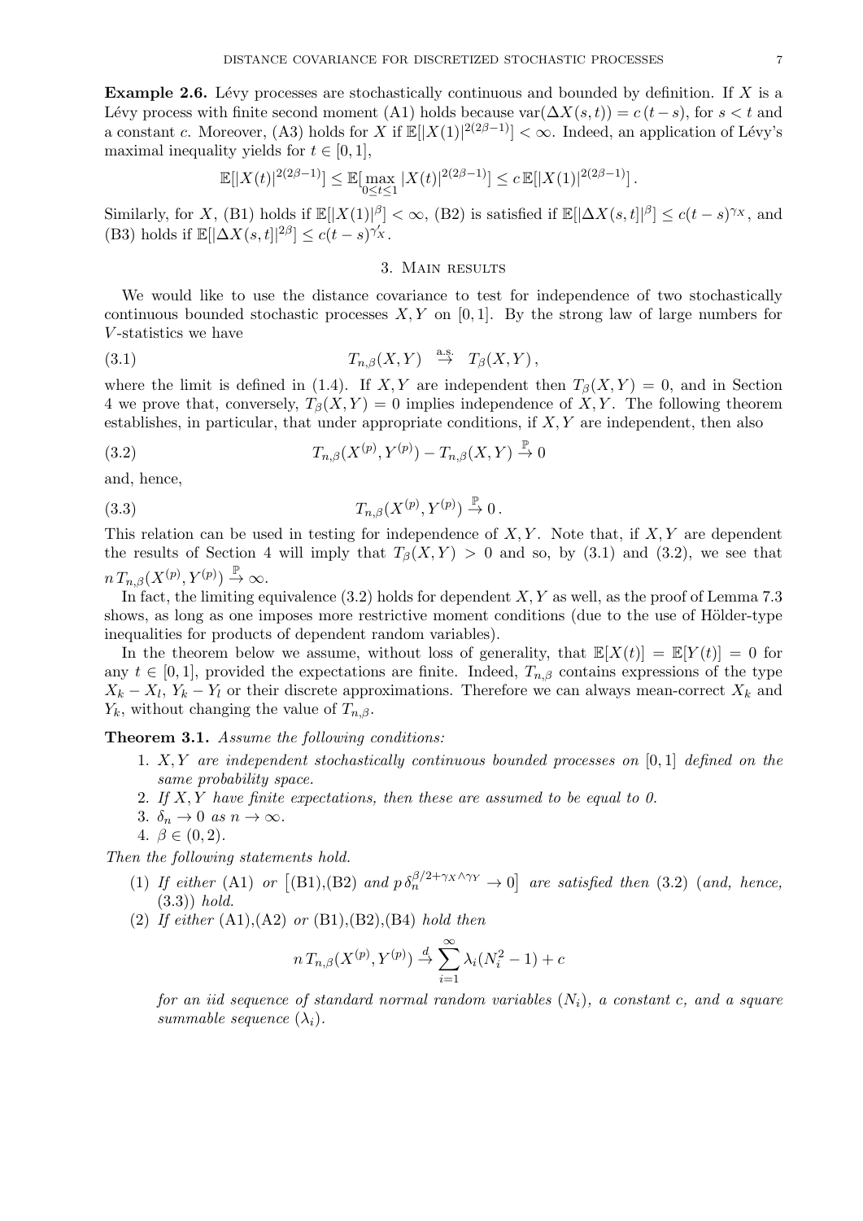**Example 2.6.** Lévy processes are stochastically continuous and bounded by definition. If $X$ is a Lévy process with finite second moment (A1) holds because $\mathrm{var}(\Delta X(s,t)) = c\,(t-s)$, for $s<t$ and a constant $c$. Moreover, (A3) holds for $X$ if $\mathbb{E}[|X(1)|^{2(2\beta-1)}] < \infty$. Indeed, an application of Lévy's maximal inequality yields for $t \in [0,1]$,

$$\mathbb{E}[|X(t)|^{2(2\beta-1)}] \le \mathbb{E}[\max_{0\le t\le 1} |X(t)|^{2(2\beta-1)}] \le c\,\mathbb{E}[|X(1)|^{2(2\beta-1)}]\,.$$

Similarly, for $X$, (B1) holds if $\mathbb{E}[|X(1)|^{\beta}] < \infty$, (B2) is satisfied if $\mathbb{E}[|\Delta X(s,t]|^{\beta}] \le c(t-s)^{\gamma_X}$, and (B3) holds if $\mathbb{E}[|\Delta X(s,t]|^{2\beta}] \le c(t-s)^{\gamma_X'}$.

## 3. Main results

We would like to use the distance covariance to test for independence of two stochastically continuous bounded stochastic processes $X, Y$ on $[0,1]$. By the strong law of large numbers for $V$-statistics we have

$$T_{n,\beta}(X,Y) \overset{\text{a.s.}}{\to} T_\beta(X,Y)\,, \tag{3.1}$$

where the limit is defined in (1.4). If $X, Y$ are independent then $T_\beta(X,Y) = 0$, and in Section 4 we prove that, conversely, $T_\beta(X,Y)=0$ implies independence of $X, Y$. The following theorem establishes, in particular, that under appropriate conditions, if $X, Y$ are independent, then also

$$T_{n,\beta}(X^{(p)}, Y^{(p)}) - T_{n,\beta}(X,Y) \overset{\mathbb{P}}{\to} 0 \tag{3.2}$$

and, hence,

$$T_{n,\beta}(X^{(p)}, Y^{(p)}) \overset{\mathbb{P}}{\to} 0\,. \tag{3.3}$$

This relation can be used in testing for independence of $X, Y$. Note that, if $X, Y$ are dependent the results of Section 4 will imply that $T_\beta(X,Y) > 0$ and so, by (3.1) and (3.2), we see that $n\,T_{n,\beta}(X^{(p)}, Y^{(p)}) \overset{\mathbb{P}}{\to} \infty$.

In fact, the limiting equivalence (3.2) holds for dependent $X, Y$ as well, as the proof of Lemma 7.3 shows, as long as one imposes more restrictive moment conditions (due to the use of Hölder-type inequalities for products of dependent random variables).

In the theorem below we assume, without loss of generality, that $\mathbb{E}[X(t)] = \mathbb{E}[Y(t)] = 0$ for any $t \in [0,1]$, provided the expectations are finite. Indeed, $T_{n,\beta}$ contains expressions of the type $X_k - X_l$, $Y_k - Y_l$ or their discrete approximations. Therefore we can always mean-correct $X_k$ and $Y_k$, without changing the value of $T_{n,\beta}$.

**Theorem 3.1.** *Assume the following conditions:*

1. *$X, Y$ are independent stochastically continuous bounded processes on $[0,1]$ defined on the same probability space.*
2. *If $X, Y$ have finite expectations, then these are assumed to be equal to 0.*
3. *$\delta_n \to 0$ as $n \to \infty$.*
4. *$\beta \in (0,2)$.*

*Then the following statements hold.*

(1) *If either* (A1) *or* $\big[$(B1),(B2) *and* $p\,\delta_n^{\beta/2+\gamma_X\wedge\gamma_Y} \to 0\big]$ *are satisfied then* (3.2) (*and, hence,* (3.3)) *hold.*

(2) *If either* (A1),(A2) *or* (B1),(B2),(B4) *hold then*

$$n\,T_{n,\beta}(X^{(p)}, Y^{(p)}) \overset{d}{\to} \sum_{i=1}^{\infty} \lambda_i (N_i^2 - 1) + c$$

*for an iid sequence of standard normal random variables $(N_i)$, a constant $c$, and a square summable sequence $(\lambda_i)$.*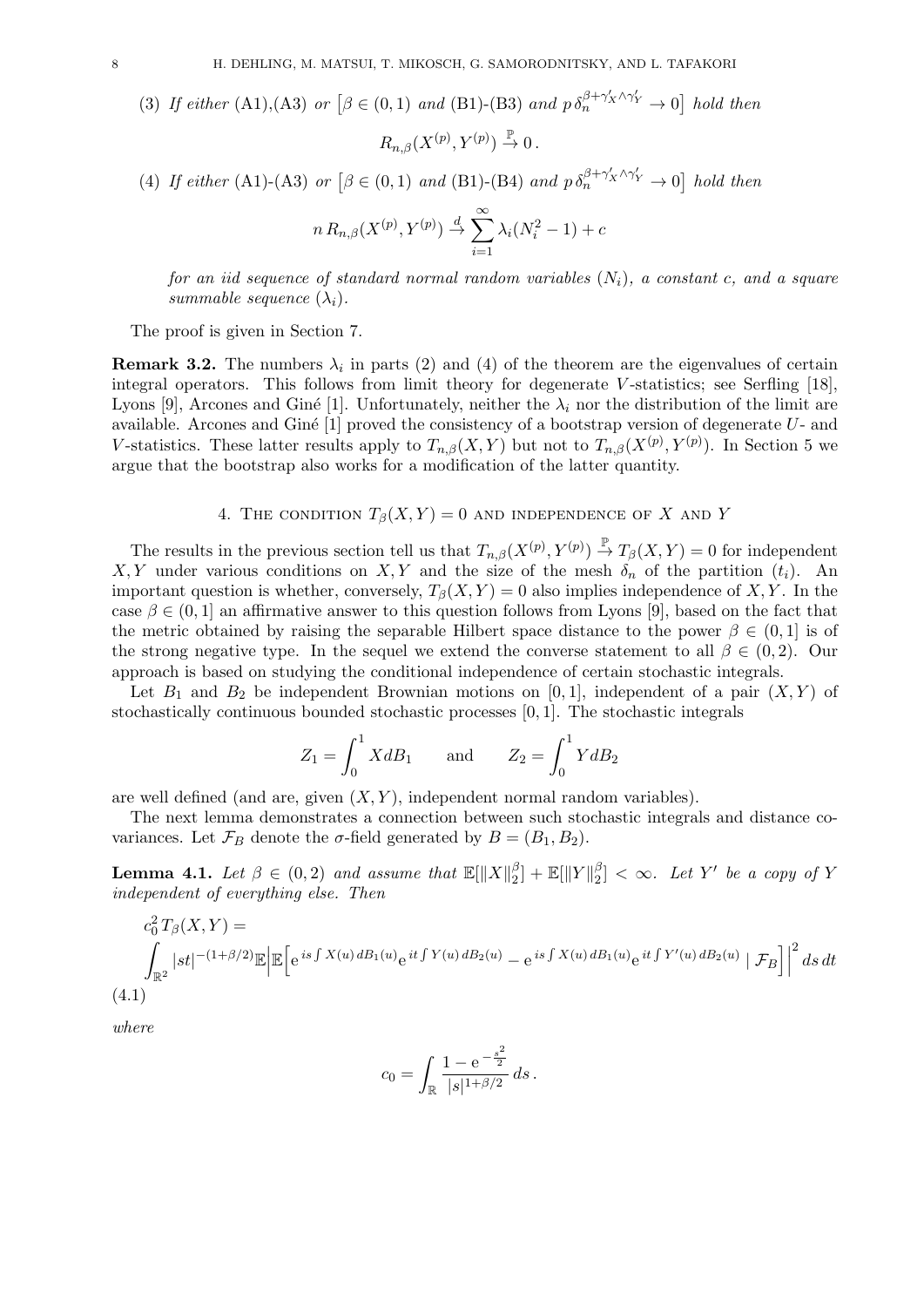(3) *If either* (A1),(A3) *or* $\big[\beta\in(0,1)$ *and* (B1)-(B3) *and* $p\,\delta_n^{\beta+\gamma_X'\wedge\gamma_Y'}\to 0\big]$ *hold then*

$$R_{n,\beta}(X^{(p)},Y^{(p)})\stackrel{\mathbb{P}}{\to}0\,.$$

(4) *If either* (A1)-(A3) *or* $\big[\beta\in(0,1)$ *and* (B1)-(B4) *and* $p\,\delta_n^{\beta+\gamma_X'\wedge\gamma_Y'}\to 0\big]$ *hold then*

$$n\,R_{n,\beta}(X^{(p)},Y^{(p)})\stackrel{d}{\to}\sum_{i=1}^{\infty}\lambda_i(N_i^2-1)+c$$

*for an iid sequence of standard normal random variables* $(N_i)$*, a constant* $c$*, and a square summable sequence* $(\lambda_i)$.

The proof is given in Section 7.

**Remark 3.2.** The numbers $\lambda_i$ in parts (2) and (4) of the theorem are the eigenvalues of certain integral operators. This follows from limit theory for degenerate $V$-statistics; see Serfling [18], Lyons [9], Arcones and Giné [1]. Unfortunately, neither the $\lambda_i$ nor the distribution of the limit are available. Arcones and Giné [1] proved the consistency of a bootstrap version of degenerate $U$- and $V$-statistics. These latter results apply to $T_{n,\beta}(X,Y)$ but not to $T_{n,\beta}(X^{(p)},Y^{(p)})$. In Section 5 we argue that the bootstrap also works for a modification of the latter quantity.

## 4. The condition $T_\beta(X,Y)=0$ and independence of $X$ and $Y$

The results in the previous section tell us that $T_{n,\beta}(X^{(p)},Y^{(p)})\stackrel{\mathbb{P}}{\to}T_\beta(X,Y)=0$ for independent $X,Y$ under various conditions on $X,Y$ and the size of the mesh $\delta_n$ of the partition $(t_i)$. An important question is whether, conversely, $T_\beta(X,Y)=0$ also implies independence of $X,Y$. In the case $\beta\in(0,1]$ an affirmative answer to this question follows from Lyons [9], based on the fact that the metric obtained by raising the separable Hilbert space distance to the power $\beta\in(0,1]$ is of the strong negative type. In the sequel we extend the converse statement to all $\beta\in(0,2)$. Our approach is based on studying the conditional independence of certain stochastic integrals.

Let $B_1$ and $B_2$ be independent Brownian motions on $[0,1]$, independent of a pair $(X,Y)$ of stochastically continuous bounded stochastic processes $[0,1]$. The stochastic integrals

$$Z_1=\int_0^1 X\,dB_1\qquad\text{and}\qquad Z_2=\int_0^1 Y\,dB_2$$

are well defined (and are, given $(X,Y)$, independent normal random variables).

The next lemma demonstrates a connection between such stochastic integrals and distance covariances. Let $\mathcal{F}_B$ denote the $\sigma$-field generated by $B=(B_1,B_2)$.

**Lemma 4.1.** *Let* $\beta\in(0,2)$ *and assume that* $\mathbb{E}[\|X\|_2^\beta]+\mathbb{E}[\|Y\|_2^\beta]<\infty$*. Let* $Y'$ *be a copy of* $Y$ *independent of everything else. Then*

$$c_0^2\,T_\beta(X,Y)=\int_{\mathbb{R}^2}|st|^{-(1+\beta/2)}\mathbb{E}\Big|\mathbb{E}\Big[\mathrm{e}^{\,is\int X(u)\,dB_1(u)}\mathrm{e}^{\,it\int Y(u)\,dB_2(u)}-\mathrm{e}^{\,is\int X(u)\,dB_1(u)}\mathrm{e}^{\,it\int Y'(u)\,dB_2(u)}\mid\mathcal{F}_B\Big]\Big|^2\,ds\,dt \tag{4.1}$$

*where*

$$c_0=\int_{\mathbb{R}}\frac{1-\mathrm{e}^{-\frac{s^2}{2}}}{|s|^{1+\beta/2}}\,ds\,.$$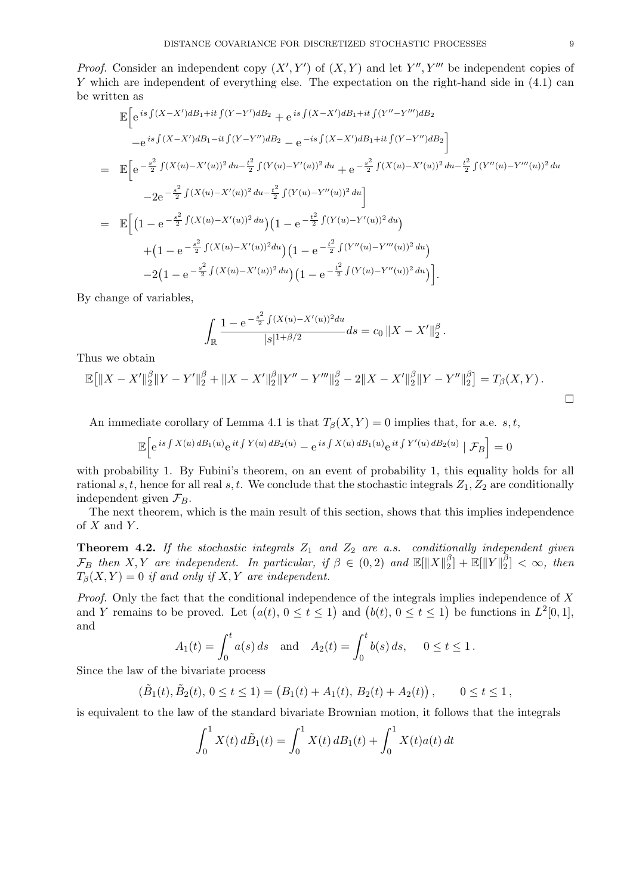*Proof.* Consider an independent copy $(X', Y')$ of $(X, Y)$ and let $Y'', Y'''$ be independent copies of $Y$ which are independent of everything else. The expectation on the right-hand side in (4.1) can be written as

$$
\begin{aligned}
&\mathbb{E}\Big[\mathrm{e}^{\,is\int(X-X')dB_1+it\int(Y-Y')dB_2}+\mathrm{e}^{\,is\int(X-X')dB_1+it\int(Y''-Y''')dB_2}\\
&\qquad-\mathrm{e}^{\,is\int(X-X')dB_1-it\int(Y-Y'')dB_2}-\mathrm{e}^{-is\int(X-X')dB_1+it\int(Y-Y'')dB_2}\Big]\\
=\;&\mathbb{E}\Big[\mathrm{e}^{-\frac{s^2}{2}\int(X(u)-X'(u))^2\,du-\frac{t^2}{2}\int(Y(u)-Y'(u))^2\,du}+\mathrm{e}^{-\frac{s^2}{2}\int(X(u)-X'(u))^2\,du-\frac{t^2}{2}\int(Y''(u)-Y'''(u))^2\,du}\\
&\qquad-2\mathrm{e}^{-\frac{s^2}{2}\int(X(u)-X'(u))^2\,du-\frac{t^2}{2}\int(Y(u)-Y''(u))^2\,du}\Big]\\
=\;&\mathbb{E}\Big[\big(1-\mathrm{e}^{-\frac{s^2}{2}\int(X(u)-X'(u))^2\,du}\big)\big(1-\mathrm{e}^{-\frac{t^2}{2}\int(Y(u)-Y'(u))^2\,du}\big)\\
&\qquad+\big(1-\mathrm{e}^{-\frac{s^2}{2}\int(X(u)-X'(u))^2du}\big)\big(1-\mathrm{e}^{-\frac{t^2}{2}\int(Y''(u)-Y'''(u))^2\,du}\big)\\
&\qquad-2\big(1-\mathrm{e}^{-\frac{s^2}{2}\int(X(u)-X'(u))^2\,du}\big)\big(1-\mathrm{e}^{-\frac{t^2}{2}\int(Y(u)-Y''(u))^2\,du}\big)\Big].
\end{aligned}
$$

By change of variables,

$$
\int_{\mathbb{R}}\frac{1-\mathrm{e}^{-\frac{s^2}{2}\int(X(u)-X'(u))^2du}}{|s|^{1+\beta/2}}ds=c_0\,\|X-X'\|_2^\beta\,.
$$

Thus we obtain

$$
\mathbb{E}\big[\|X-X'\|_2^\beta\|Y-Y'\|_2^\beta+\|X-X'\|_2^\beta\|Y''-Y'''\|_2^\beta-2\|X-X'\|_2^\beta\|Y-Y''\|_2^\beta\big]=T_\beta(X,Y)\,.
$$

□

An immediate corollary of Lemma 4.1 is that $T_\beta(X,Y)=0$ implies that, for a.e. $s,t$,

$$
\mathbb{E}\Big[\mathrm{e}^{\,is\int X(u)\,dB_1(u)}\mathrm{e}^{\,it\int Y(u)\,dB_2(u)}-\mathrm{e}^{\,is\int X(u)\,dB_1(u)}\mathrm{e}^{\,it\int Y'(u)\,dB_2(u)}\mid\mathcal{F}_B\Big]=0
$$

with probability 1. By Fubini's theorem, on an event of probability 1, this equality holds for all rational $s,t$, hence for all real $s,t$. We conclude that the stochastic integrals $Z_1, Z_2$ are conditionally independent given $\mathcal{F}_B$.

The next theorem, which is the main result of this section, shows that this implies independence of $X$ and $Y$.

**Theorem 4.2.** *If the stochastic integrals $Z_1$ and $Z_2$ are a.s. conditionally independent given $\mathcal{F}_B$ then $X, Y$ are independent. In particular, if $\beta\in(0,2)$ and $\mathbb{E}[\|X\|_2^\beta]+\mathbb{E}[\|Y\|_2^\beta]<\infty$, then $T_\beta(X,Y)=0$ if and only if $X, Y$ are independent.*

*Proof.* Only the fact that the conditional independence of the integrals implies independence of $X$ and $Y$ remains to be proved. Let $\big(a(t),\,0\le t\le 1\big)$ and $\big(b(t),\,0\le t\le 1\big)$ be functions in $L^2[0,1]$, and

$$
A_1(t)=\int_0^t a(s)\,ds\quad\text{and}\quad A_2(t)=\int_0^t b(s)\,ds,\qquad 0\le t\le 1\,.
$$

Since the law of the bivariate process

$$
(\tilde{B}_1(t),\tilde{B}_2(t),\,0\le t\le 1)=\big(B_1(t)+A_1(t),\,B_2(t)+A_2(t)\big)\,,\qquad 0\le t\le 1\,,
$$

is equivalent to the law of the standard bivariate Brownian motion, it follows that the integrals

$$
\int_0^1 X(t)\,d\tilde{B}_1(t)=\int_0^1 X(t)\,dB_1(t)+\int_0^1 X(t)a(t)\,dt
$$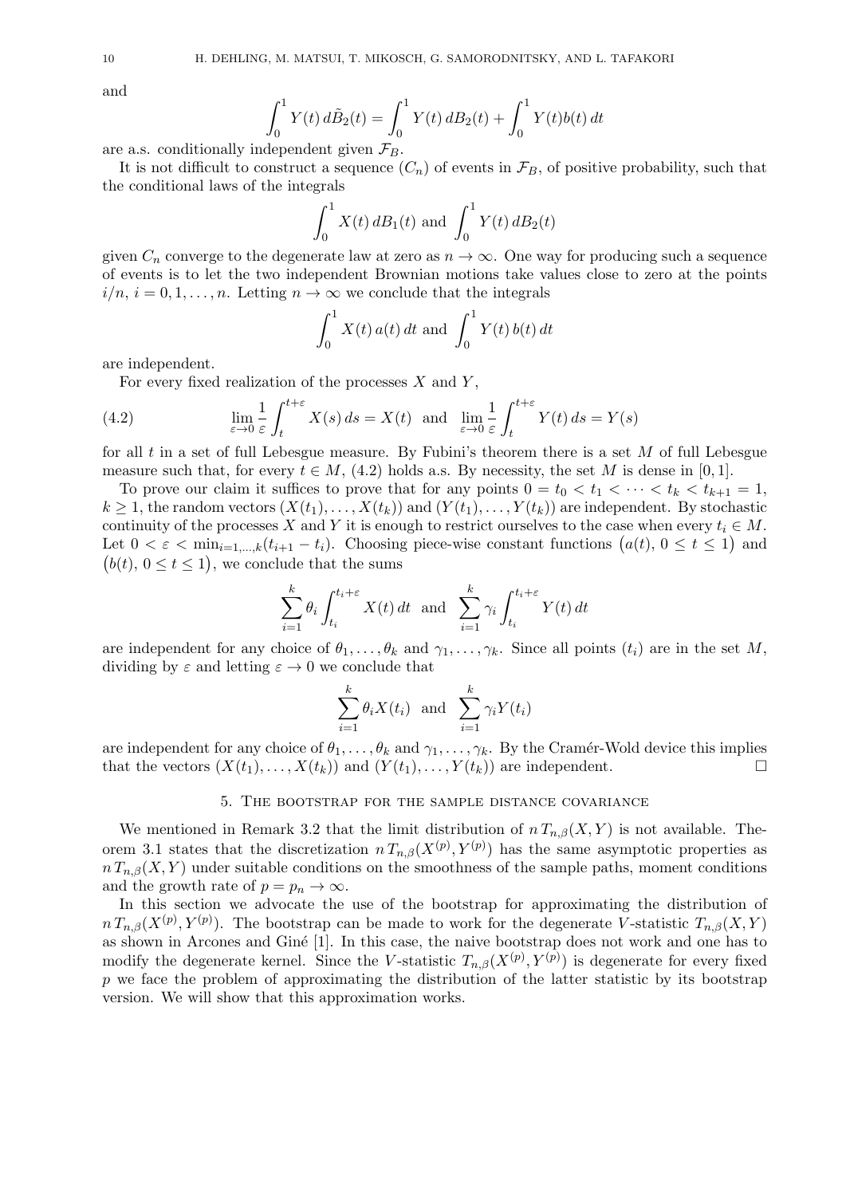and

$$\int_0^1 Y(t)\, d\tilde{B}_2(t) = \int_0^1 Y(t)\, dB_2(t) + \int_0^1 Y(t) b(t)\, dt$$

are a.s. conditionally independent given $\mathcal{F}_B$.

It is not difficult to construct a sequence $(C_n)$ of events in $\mathcal{F}_B$, of positive probability, such that the conditional laws of the integrals

$$\int_0^1 X(t)\, dB_1(t) \text{ and } \int_0^1 Y(t)\, dB_2(t)$$

given $C_n$ converge to the degenerate law at zero as $n \to \infty$. One way for producing such a sequence of events is to let the two independent Brownian motions take values close to zero at the points $i/n$, $i = 0, 1, \ldots, n$. Letting $n \to \infty$ we conclude that the integrals

$$\int_0^1 X(t)\, a(t)\, dt \text{ and } \int_0^1 Y(t)\, b(t)\, dt$$

are independent.

For every fixed realization of the processes $X$ and $Y$,

$$\lim_{\varepsilon \to 0} \frac{1}{\varepsilon} \int_t^{t+\varepsilon} X(s)\, ds = X(t) \quad \text{and} \quad \lim_{\varepsilon \to 0} \frac{1}{\varepsilon} \int_t^{t+\varepsilon} Y(t)\, ds = Y(s) \tag{4.2}$$

for all $t$ in a set of full Lebesgue measure. By Fubini's theorem there is a set $M$ of full Lebesgue measure such that, for every $t \in M$, (4.2) holds a.s. By necessity, the set $M$ is dense in $[0, 1]$.

To prove our claim it suffices to prove that for any points $0 = t_0 < t_1 < \cdots < t_k < t_{k+1} = 1$, $k \geq 1$, the random vectors $(X(t_1), \ldots, X(t_k))$ and $(Y(t_1), \ldots, Y(t_k))$ are independent. By stochastic continuity of the processes $X$ and $Y$ it is enough to restrict ourselves to the case when every $t_i \in M$. Let $0 < \varepsilon < \min_{i=1,\ldots,k}(t_{i+1} - t_i)$. Choosing piece-wise constant functions $\big(a(t),\, 0 \leq t \leq 1\big)$ and $\big(b(t),\, 0 \leq t \leq 1\big)$, we conclude that the sums

$$\sum_{i=1}^k \theta_i \int_{t_i}^{t_i+\varepsilon} X(t)\, dt \quad \text{and} \quad \sum_{i=1}^k \gamma_i \int_{t_i}^{t_i+\varepsilon} Y(t)\, dt$$

are independent for any choice of $\theta_1, \ldots, \theta_k$ and $\gamma_1, \ldots, \gamma_k$. Since all points $(t_i)$ are in the set $M$, dividing by $\varepsilon$ and letting $\varepsilon \to 0$ we conclude that

$$\sum_{i=1}^k \theta_i X(t_i) \quad \text{and} \quad \sum_{i=1}^k \gamma_i Y(t_i)$$

are independent for any choice of $\theta_1, \ldots, \theta_k$ and $\gamma_1, \ldots, \gamma_k$. By the Cramér-Wold device this implies that the vectors $(X(t_1), \ldots, X(t_k))$ and $(Y(t_1), \ldots, Y(t_k))$ are independent. □

## 5. The bootstrap for the sample distance covariance

We mentioned in Remark 3.2 that the limit distribution of $n\, T_{n,\beta}(X, Y)$ is not available. Theorem 3.1 states that the discretization $n\, T_{n,\beta}(X^{(p)}, Y^{(p)})$ has the same asymptotic properties as $n\, T_{n,\beta}(X, Y)$ under suitable conditions on the smoothness of the sample paths, moment conditions and the growth rate of $p = p_n \to \infty$.

In this section we advocate the use of the bootstrap for approximating the distribution of $n\, T_{n,\beta}(X^{(p)}, Y^{(p)})$. The bootstrap can be made to work for the degenerate $V$-statistic $T_{n,\beta}(X, Y)$ as shown in Arcones and Giné [1]. In this case, the naive bootstrap does not work and one has to modify the degenerate kernel. Since the $V$-statistic $T_{n,\beta}(X^{(p)}, Y^{(p)})$ is degenerate for every fixed $p$ we face the problem of approximating the distribution of the latter statistic by its bootstrap version. We will show that this approximation works.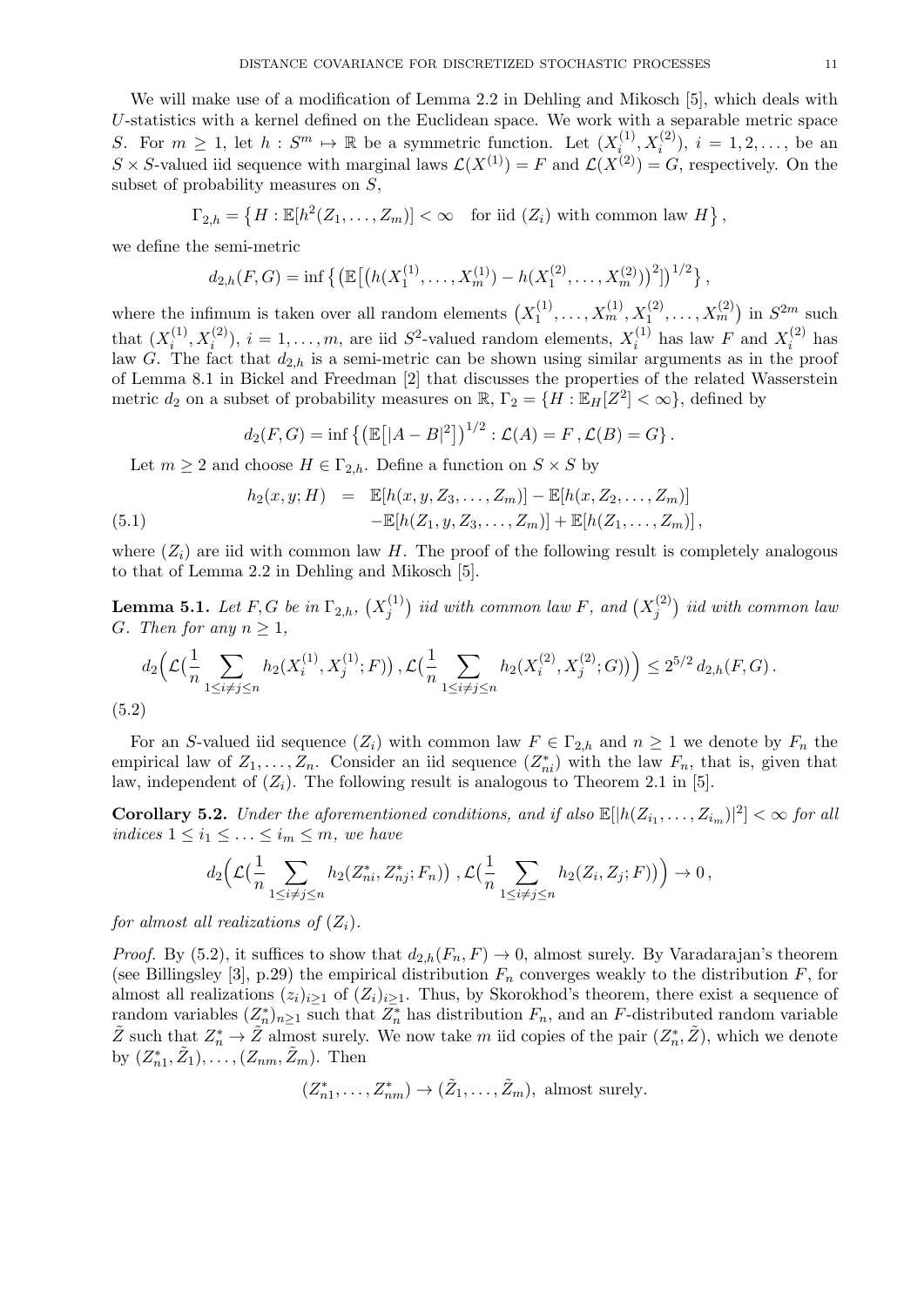We will make use of a modification of Lemma 2.2 in Dehling and Mikosch [5], which deals with $U$-statistics with a kernel defined on the Euclidean space. We work with a separable metric space $S$. For $m \geq 1$, let $h : S^m \mapsto \mathbb{R}$ be a symmetric function. Let $(X_i^{(1)}, X_i^{(2)})$, $i = 1, 2, \ldots$, be an $S \times S$-valued iid sequence with marginal laws $\mathcal{L}(X^{(1)}) = F$ and $\mathcal{L}(X^{(2)}) = G$, respectively. On the subset of probability measures on $S$,

$$\Gamma_{2,h} = \left\{ H : \mathbb{E}[h^2(Z_1, \ldots, Z_m)] < \infty \quad \text{for iid } (Z_i) \text{ with common law } H \right\},$$

we define the semi-metric

$$d_{2,h}(F, G) = \inf \left\{ \left( \mathbb{E}\left[ \left( h(X_1^{(1)}, \ldots, X_m^{(1)}) - h(X_1^{(2)}, \ldots, X_m^{(2)}) \right)^2 \right] \right)^{1/2} \right\},$$

where the infimum is taken over all random elements $\left(X_1^{(1)}, \ldots, X_m^{(1)}, X_1^{(2)}, \ldots, X_m^{(2)}\right)$ in $S^{2m}$ such that $(X_i^{(1)}, X_i^{(2)})$, $i = 1, \ldots, m$, are iid $S^2$-valued random elements, $X_i^{(1)}$ has law $F$ and $X_i^{(2)}$ has law $G$. The fact that $d_{2,h}$ is a semi-metric can be shown using similar arguments as in the proof of Lemma 8.1 in Bickel and Freedman [2] that discusses the properties of the related Wasserstein metric $d_2$ on a subset of probability measures on $\mathbb{R}$, $\Gamma_2 = \{H : \mathbb{E}_H[Z^2] < \infty\}$, defined by

$$d_2(F, G) = \inf \left\{ \left( \mathbb{E}\left[ |A - B|^2 \right] \right)^{1/2} : \mathcal{L}(A) = F \,, \mathcal{L}(B) = G \right\}.$$

Let $m \geq 2$ and choose $H \in \Gamma_{2,h}$. Define a function on $S \times S$ by

$$\begin{aligned} h_2(x, y; H) &= \mathbb{E}[h(x, y, Z_3, \ldots, Z_m)] - \mathbb{E}[h(x, Z_2, \ldots, Z_m)] \\ &\quad - \mathbb{E}[h(Z_1, y, Z_3, \ldots, Z_m)] + \mathbb{E}[h(Z_1, \ldots, Z_m)] \,, \end{aligned} \tag{5.1}$$

where $(Z_i)$ are iid with common law $H$. The proof of the following result is completely analogous to that of Lemma 2.2 in Dehling and Mikosch [5].

**Lemma 5.1.** *Let $F, G$ be in $\Gamma_{2,h}$, $\left(X_j^{(1)}\right)$ iid with common law $F$, and $\left(X_j^{(2)}\right)$ iid with common law $G$. Then for any $n \geq 1$,*

$$d_2\Big( \mathcal{L}\big( \frac{1}{n} \sum_{1 \leq i \neq j \leq n} h_2(X_i^{(1)}, X_j^{(1)}; F) \big) \,, \mathcal{L}\big( \frac{1}{n} \sum_{1 \leq i \neq j \leq n} h_2(X_i^{(2)}, X_j^{(2)}; G) \big) \Big) \leq 2^{5/2} \, d_{2,h}(F, G) \,. \tag{5.2}$$

For an $S$-valued iid sequence $(Z_i)$ with common law $F \in \Gamma_{2,h}$ and $n \geq 1$ we denote by $F_n$ the empirical law of $Z_1, \ldots, Z_n$. Consider an iid sequence $(Z_{ni}^*)$ with the law $F_n$, that is, given that law, independent of $(Z_i)$. The following result is analogous to Theorem 2.1 in [5].

**Corollary 5.2.** *Under the aforementioned conditions, and if also $\mathbb{E}[|h(Z_{i_1}, \ldots, Z_{i_m})|^2] < \infty$ for all indices $1 \leq i_1 \leq \ldots \leq i_m \leq m$, we have*

$$d_2\Big( \mathcal{L}\big( \frac{1}{n} \sum_{1 \leq i \neq j \leq n} h_2(Z_{ni}^*, Z_{nj}^*; F_n) \big) \,, \mathcal{L}\big( \frac{1}{n} \sum_{1 \leq i \neq j \leq n} h_2(Z_i, Z_j; F) \big) \Big) \to 0 \,,$$

*for almost all realizations of $(Z_i)$.*

*Proof.* By (5.2), it suffices to show that $d_{2,h}(F_n, F) \to 0$, almost surely. By Varadarajan's theorem (see Billingsley [3], p.29) the empirical distribution $F_n$ converges weakly to the distribution $F$, for almost all realizations $(z_i)_{i \geq 1}$ of $(Z_i)_{i \geq 1}$. Thus, by Skorokhod's theorem, there exist a sequence of random variables $(Z_n^*)_{n \geq 1}$ such that $Z_n^*$ has distribution $F_n$, and an $F$-distributed random variable $\tilde{Z}$ such that $Z_n^* \to \tilde{Z}$ almost surely. We now take $m$ iid copies of the pair $(Z_n^*, \tilde{Z})$, which we denote by $(Z_{n1}^*, \tilde{Z}_1), \ldots, (Z_{nm}, \tilde{Z}_m)$. Then

$$(Z_{n1}^*, \ldots, Z_{nm}^*) \to (\tilde{Z}_1, \ldots, \tilde{Z}_m), \text{ almost surely.}$$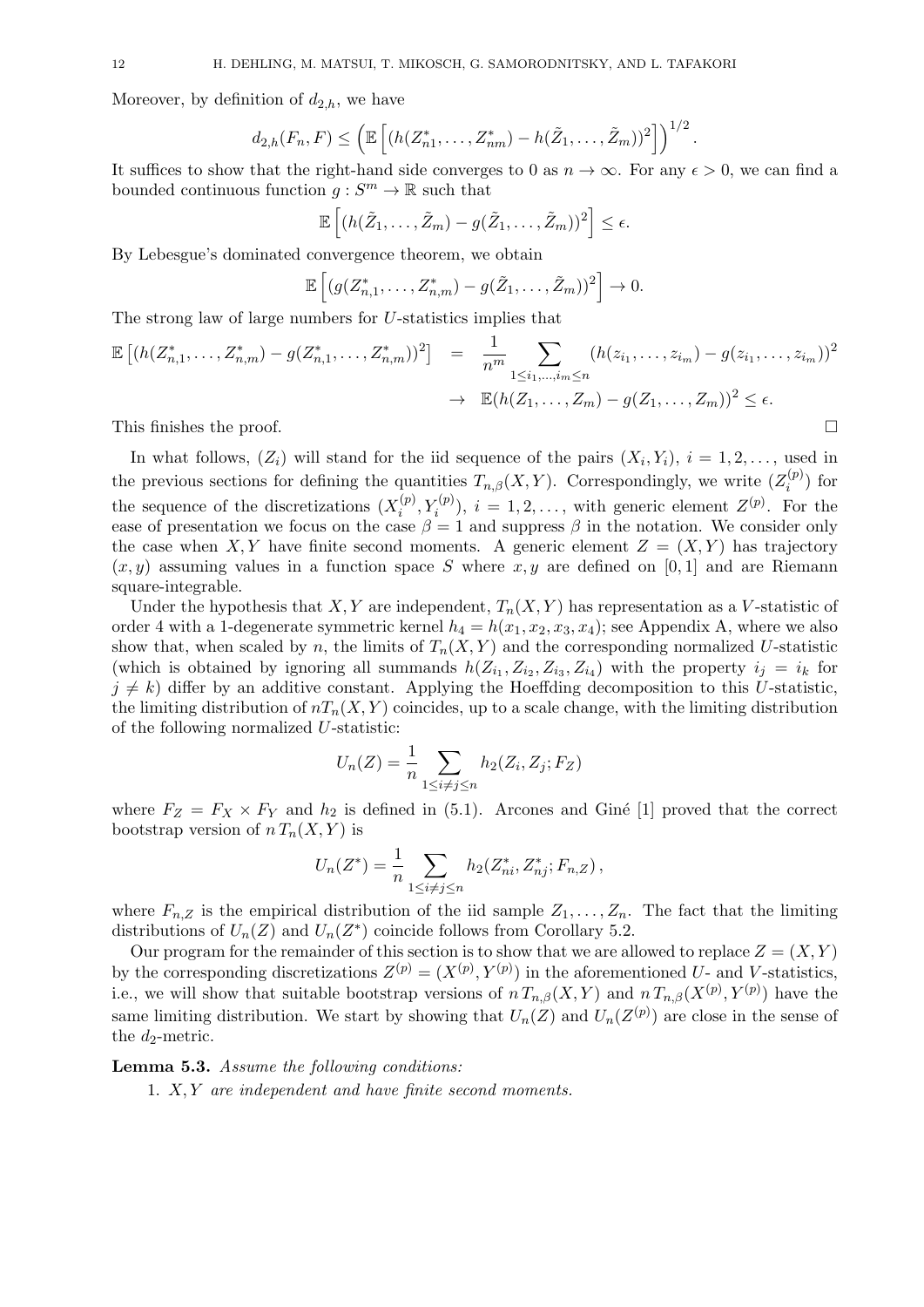Moreover, by definition of $d_{2,h}$, we have

$$d_{2,h}(F_n, F) \le \Big( \mathbb{E}\left[ (h(Z^*_{n1}, \dots, Z^*_{nm}) - h(\tilde{Z}_1, \dots, \tilde{Z}_m))^2 \right] \Big)^{1/2}.$$

It suffices to show that the right-hand side converges to 0 as $n \to \infty$. For any $\epsilon > 0$, we can find a bounded continuous function $g : S^m \to \mathbb{R}$ such that

$$\mathbb{E}\left[ (h(\tilde{Z}_1, \dots, \tilde{Z}_m) - g(\tilde{Z}_1, \dots, \tilde{Z}_m))^2 \right] \le \epsilon.$$

By Lebesgue's dominated convergence theorem, we obtain

$$\mathbb{E}\left[ (g(Z^*_{n,1}, \dots, Z^*_{n,m}) - g(\tilde{Z}_1, \dots, \tilde{Z}_m))^2 \right] \to 0.$$

The strong law of large numbers for $U$-statistics implies that

$$\begin{aligned}
\mathbb{E}\left[ (h(Z^*_{n,1}, \dots, Z^*_{n,m}) - g(Z^*_{n,1}, \dots, Z^*_{n,m}))^2 \right] &= \frac{1}{n^m} \sum_{1 \le i_1, \dots, i_m \le n} (h(z_{i_1}, \dots, z_{i_m}) - g(z_{i_1}, \dots, z_{i_m}))^2 \\
&\to \mathbb{E}(h(Z_1, \dots, Z_m) - g(Z_1, \dots, Z_m))^2 \le \epsilon.
\end{aligned}$$

This finishes the proof. $\square$

In what follows, $(Z_i)$ will stand for the iid sequence of the pairs $(X_i, Y_i)$, $i = 1, 2, \dots$, used in the previous sections for defining the quantities $T_{n,\beta}(X, Y)$. Correspondingly, we write $(Z_i^{(p)})$ for the sequence of the discretizations $(X_i^{(p)}, Y_i^{(p)})$, $i = 1, 2, \dots$, with generic element $Z^{(p)}$. For the ease of presentation we focus on the case $\beta = 1$ and suppress $\beta$ in the notation. We consider only the case when $X, Y$ have finite second moments. A generic element $Z = (X, Y)$ has trajectory $(x, y)$ assuming values in a function space $S$ where $x, y$ are defined on $[0, 1]$ and are Riemann square-integrable.

Under the hypothesis that $X, Y$ are independent, $T_n(X, Y)$ has representation as a $V$-statistic of order 4 with a 1-degenerate symmetric kernel $h_4 = h(x_1, x_2, x_3, x_4)$; see Appendix A, where we also show that, when scaled by $n$, the limits of $T_n(X, Y)$ and the corresponding normalized $U$-statistic (which is obtained by ignoring all summands $h(Z_{i_1}, Z_{i_2}, Z_{i_3}, Z_{i_4})$ with the property $i_j = i_k$ for $j \ne k$) differ by an additive constant. Applying the Hoeffding decomposition to this $U$-statistic, the limiting distribution of $nT_n(X, Y)$ coincides, up to a scale change, with the limiting distribution of the following normalized $U$-statistic:

$$U_n(Z) = \frac{1}{n} \sum_{1 \le i \ne j \le n} h_2(Z_i, Z_j; F_Z)$$

where $F_Z = F_X \times F_Y$ and $h_2$ is defined in (5.1). Arcones and Giné [1] proved that the correct bootstrap version of $n\,T_n(X, Y)$ is

$$U_n(Z^*) = \frac{1}{n} \sum_{1 \le i \ne j \le n} h_2(Z^*_{ni}, Z^*_{nj}; F_{n,Z}),$$

where $F_{n,Z}$ is the empirical distribution of the iid sample $Z_1, \dots, Z_n$. The fact that the limiting distributions of $U_n(Z)$ and $U_n(Z^*)$ coincide follows from Corollary 5.2.

Our program for the remainder of this section is to show that we are allowed to replace $Z = (X, Y)$ by the corresponding discretizations $Z^{(p)} = (X^{(p)}, Y^{(p)})$ in the aforementioned $U$- and $V$-statistics, i.e., we will show that suitable bootstrap versions of $n\,T_{n,\beta}(X, Y)$ and $n\,T_{n,\beta}(X^{(p)}, Y^{(p)})$ have the same limiting distribution. We start by showing that $U_n(Z)$ and $U_n(Z^{(p)})$ are close in the sense of the $d_2$-metric.

**Lemma 5.3.** *Assume the following conditions:*

1. *$X, Y$ are independent and have finite second moments.*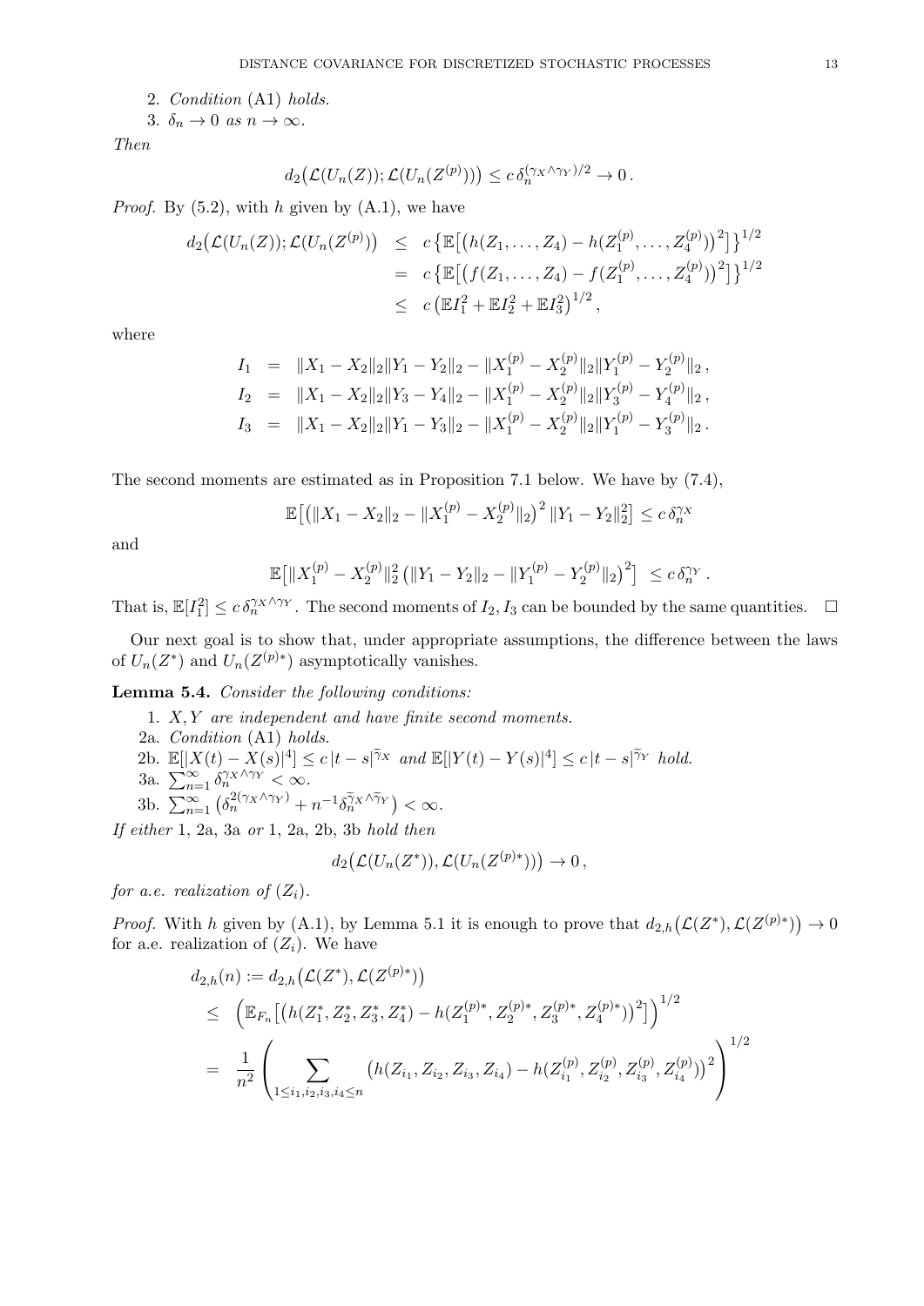2. *Condition* (A1) *holds.*
3. $\delta_n \to 0$ *as* $n \to \infty$.

*Then*

$$d_2\big(\mathcal{L}(U_n(Z)); \mathcal{L}(U_n(Z^{(p)}))\big) \le c\, \delta_n^{(\gamma_X \wedge \gamma_Y)/2} \to 0\,.$$

*Proof.* By (5.2), with $h$ given by (A.1), we have

$$\begin{aligned} d_2\big(\mathcal{L}(U_n(Z)); \mathcal{L}(U_n(Z^{(p)})\big) &\le c\,\big\{\mathbb{E}\big[\big(h(Z_1,\ldots,Z_4) - h(Z_1^{(p)},\ldots,Z_4^{(p)})\big)^2\big]\big\}^{1/2} \\ &= c\,\big\{\mathbb{E}\big[\big(f(Z_1,\ldots,Z_4) - f(Z_1^{(p)},\ldots,Z_4^{(p)})\big)^2\big]\big\}^{1/2} \\ &\le c\,\big(\mathbb{E}I_1^2 + \mathbb{E}I_2^2 + \mathbb{E}I_3^2\big)^{1/2}\,, \end{aligned}$$

where

$$\begin{aligned} I_1 &= \|X_1 - X_2\|_2 \|Y_1 - Y_2\|_2 - \|X_1^{(p)} - X_2^{(p)}\|_2 \|Y_1^{(p)} - Y_2^{(p)}\|_2\,, \\ I_2 &= \|X_1 - X_2\|_2 \|Y_3 - Y_4\|_2 - \|X_1^{(p)} - X_2^{(p)}\|_2 \|Y_3^{(p)} - Y_4^{(p)}\|_2\,, \\ I_3 &= \|X_1 - X_2\|_2 \|Y_1 - Y_3\|_2 - \|X_1^{(p)} - X_2^{(p)}\|_2 \|Y_1^{(p)} - Y_3^{(p)}\|_2\,. \end{aligned}$$

The second moments are estimated as in Proposition 7.1 below. We have by (7.4),

$$\mathbb{E}\big[\big(\|X_1 - X_2\|_2 - \|X_1^{(p)} - X_2^{(p)}\|_2\big)^2 \|Y_1 - Y_2\|_2^2\big] \le c\, \delta_n^{\gamma_X}$$

and

$$\mathbb{E}\big[\|X_1^{(p)} - X_2^{(p)}\|_2^2 \big(\|Y_1 - Y_2\|_2 - \|Y_1^{(p)} - Y_2^{(p)}\|_2\big)^2\big] \le c\, \delta_n^{\gamma_Y}\,.$$

That is, $\mathbb{E}[I_1^2] \le c\, \delta_n^{\gamma_X \wedge \gamma_Y}$. The second moments of $I_2, I_3$ can be bounded by the same quantities. $\square$

Our next goal is to show that, under appropriate assumptions, the difference between the laws of $U_n(Z^*)$ and $U_n(Z^{(p)*})$ asymptotically vanishes.

**Lemma 5.4.** *Consider the following conditions:*

1. *$X, Y$ are independent and have finite second moments.*

2a. *Condition* (A1) *holds.*

2b. $\mathbb{E}[|X(t) - X(s)|^4] \le c\,|t-s|^{\widetilde{\gamma}_X}$ *and* $\mathbb{E}[|Y(t) - Y(s)|^4] \le c\,|t-s|^{\widetilde{\gamma}_Y}$ *hold.*

3a. $\sum_{n=1}^\infty \delta_n^{\gamma_X \wedge \gamma_Y} < \infty$.

3b. $\sum_{n=1}^\infty \big(\delta_n^{2(\gamma_X \wedge \gamma_Y)} + n^{-1}\delta_n^{\widetilde{\gamma}_X \wedge \widetilde{\gamma}_Y}\big) < \infty$.

*If either* 1, 2a, 3a *or* 1, 2a, 2b, 3b *hold then*

$$d_2\big(\mathcal{L}(U_n(Z^*)), \mathcal{L}(U_n(Z^{(p)*}))\big) \to 0\,,$$

*for a.e. realization of* $(Z_i)$.

*Proof.* With $h$ given by (A.1), by Lemma 5.1 it is enough to prove that $d_{2,h}\big(\mathcal{L}(Z^*), \mathcal{L}(Z^{(p)*})\big) \to 0$ for a.e. realization of $(Z_i)$. We have

$$\begin{aligned} d_{2,h}(n) &:= d_{2,h}\big(\mathcal{L}(Z^*), \mathcal{L}(Z^{(p)*})\big) \\ &\le \Big(\mathbb{E}_{F_n}\big[\big(h(Z_1^*, Z_2^*, Z_3^*, Z_4^*) - h(Z_1^{(p)*}, Z_2^{(p)*}, Z_3^{(p)*}, Z_4^{(p)*})\big)^2\big]\Big)^{1/2} \\ &= \frac{1}{n^2}\left(\sum_{1 \le i_1, i_2, i_3, i_4 \le n} \big(h(Z_{i_1}, Z_{i_2}, Z_{i_3}, Z_{i_4}) - h(Z_{i_1}^{(p)}, Z_{i_2}^{(p)}, Z_{i_3}^{(p)}, Z_{i_4}^{(p)})\big)^2\right)^{1/2} \end{aligned}$$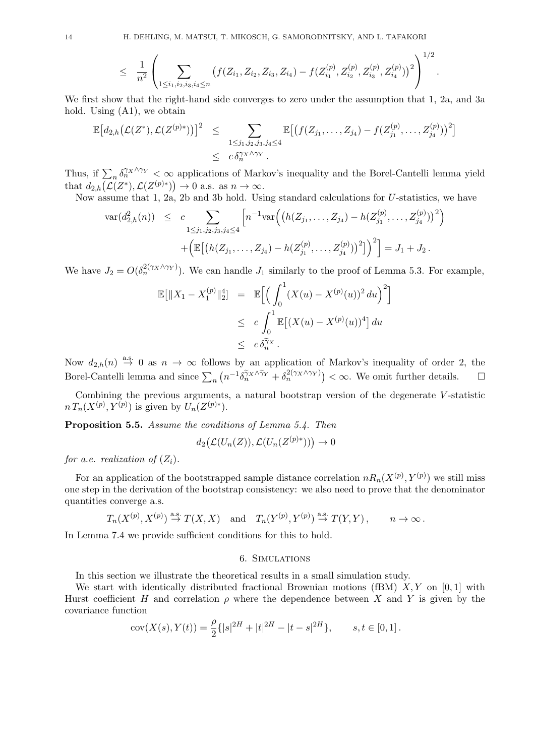$$\leq \frac{1}{n^2}\left(\sum_{1\leq i_1,i_2,i_3,i_4\leq n}\big(f(Z_{i_1},Z_{i_2},Z_{i_3},Z_{i_4})-f(Z^{(p)}_{i_1},Z^{(p)}_{i_2},Z^{(p)}_{i_3},Z^{(p)}_{i_4})\big)^2\right)^{1/2}.$$

We first show that the right-hand side converges to zero under the assumption that 1, 2a, and 3a hold. Using (A1), we obtain

$$\begin{aligned}\mathbb{E}\big[d_{2,h}\big(\mathcal{L}(Z^*),\mathcal{L}(Z^{(p)*})\big)\big]^2 &\leq \sum_{1\leq j_1,j_2,j_3,j_4\leq 4}\mathbb{E}\big[\big(f(Z_{j_1},\ldots,Z_{j_4})-f(Z^{(p)}_{j_1},\ldots,Z^{(p)}_{j_4})\big)^2\big]\\ &\leq c\,\delta_n^{\gamma_X\wedge\gamma_Y}.\end{aligned}$$

Thus, if $\sum_n \delta_n^{\gamma_X\wedge\gamma_Y}<\infty$ applications of Markov's inequality and the Borel-Cantelli lemma yield that $d_{2,h}\big(\mathcal{L}(Z^*),\mathcal{L}(Z^{(p)*})\big)\to 0$ a.s. as $n\to\infty$.

Now assume that 1, 2a, 2b and 3b hold. Using standard calculations for $U$-statistics, we have

$$\begin{aligned}\mathrm{var}(d^2_{2,h}(n)) &\leq c\sum_{1\leq j_1,j_2,j_3,j_4\leq 4}\Big[n^{-1}\mathrm{var}\Big(\big(h(Z_{j_1},\ldots,Z_{j_4})-h(Z^{(p)}_{j_1},\ldots,Z^{(p)}_{j_4})\big)^2\Big)\\ &\quad+\Big(\mathbb{E}\big[\big(h(Z_{j_1},\ldots,Z_{j_4})-h(Z^{(p)}_{j_1},\ldots,Z^{(p)}_{j_4})\big)^2\big]\Big)^2\Big]=J_1+J_2\,.\end{aligned}$$

We have $J_2=O(\delta_n^{2(\gamma_X\wedge\gamma_Y)})$. We can handle $J_1$ similarly to the proof of Lemma 5.3. For example,

$$\begin{aligned}\mathbb{E}\big[\|X_1-X_1^{(p)}\|_2^4\big] &= \mathbb{E}\Big[\Big(\int_0^1 (X(u)-X^{(p)}(u))^2\,du\Big)^2\Big]\\ &\leq c\int_0^1 \mathbb{E}\big[(X(u)-X^{(p)}(u))^4\big]\,du\\ &\leq c\,\delta_n^{\widetilde{\gamma}_X}\,.\end{aligned}$$

Now $d_{2,h}(n)\overset{\text{a.s.}}{\to}0$ as $n\to\infty$ follows by an application of Markov's inequality of order 2, the Borel-Cantelli lemma and since $\sum_n\big(n^{-1}\delta_n^{\widetilde{\gamma}_X\wedge\widetilde{\gamma}_Y}+\delta_n^{2(\gamma_X\wedge\gamma_Y)}\big)<\infty$. We omit further details. $\square$

Combining the previous arguments, a natural bootstrap version of the degenerate $V$-statistic $n\,T_n(X^{(p)},Y^{(p)})$ is given by $U_n(Z^{(p)*})$.

**Proposition 5.5.** *Assume the conditions of Lemma 5.4. Then*

$$d_2\big(\mathcal{L}(U_n(Z)),\mathcal{L}(U_n(Z^{(p)*}))\big)\to 0$$

*for a.e. realization of $(Z_i)$.*

For an application of the bootstrapped sample distance correlation $nR_n(X^{(p)},Y^{(p)})$ we still miss one step in the derivation of the bootstrap consistency: we also need to prove that the denominator quantities converge a.s.

$$T_n(X^{(p)},X^{(p)})\overset{\text{a.s.}}{\to}T(X,X)\quad\text{and}\quad T_n(Y^{(p)},Y^{(p)})\overset{\text{a.s.}}{\to}T(Y,Y)\,,\qquad n\to\infty\,.$$

In Lemma 7.4 we provide sufficient conditions for this to hold.

## 6. Simulations

In this section we illustrate the theoretical results in a small simulation study.

We start with identically distributed fractional Brownian motions (fBM) $X,Y$ on $[0,1]$ with Hurst coefficient $H$ and correlation $\rho$ where the dependence between $X$ and $Y$ is given by the covariance function

$$\mathrm{cov}(X(s),Y(t))=\frac{\rho}{2}\{|s|^{2H}+|t|^{2H}-|t-s|^{2H}\},\qquad s,t\in[0,1]\,.$$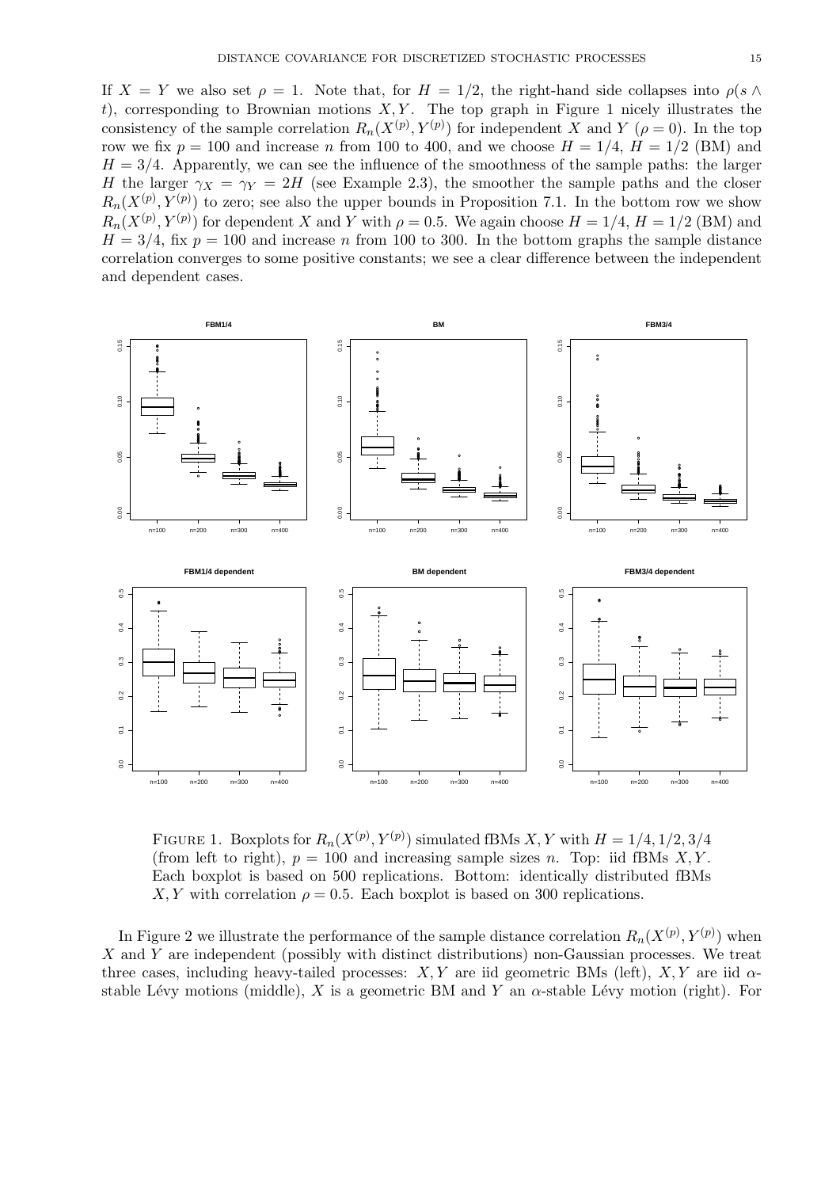If $X = Y$ we also set $\rho = 1$. Note that, for $H = 1/2$, the right-hand side collapses into $\rho(s \wedge t)$, corresponding to Brownian motions $X, Y$. The top graph in Figure 1 nicely illustrates the consistency of the sample correlation $R_n(X^{(p)}, Y^{(p)})$ for independent $X$ and $Y$ ($\rho = 0$). In the top row we fix $p = 100$ and increase $n$ from 100 to 400, and we choose $H = 1/4$, $H = 1/2$ (BM) and $H = 3/4$. Apparently, we can see the influence of the smoothness of the sample paths: the larger $H$ the larger $\gamma_X = \gamma_Y = 2H$ (see Example 2.3), the smoother the sample paths and the closer $R_n(X^{(p)}, Y^{(p)})$ to zero; see also the upper bounds in Proposition 7.1. In the bottom row we show $R_n(X^{(p)}, Y^{(p)})$ for dependent $X$ and $Y$ with $\rho = 0.5$. We again choose $H = 1/4$, $H = 1/2$ (BM) and $H = 3/4$, fix $p = 100$ and increase $n$ from 100 to 300. In the bottom graphs the sample distance correlation converges to some positive constants; we see a clear difference between the independent and dependent cases.

Figure 1. Boxplots for $R_n(X^{(p)}, Y^{(p)})$ simulated fBMs $X, Y$ with $H = 1/4, 1/2, 3/4$ (from left to right), $p = 100$ and increasing sample sizes $n$. Top: iid fBMs $X, Y$. Each boxplot is based on 500 replications. Bottom: identically distributed fBMs $X, Y$ with correlation $\rho = 0.5$. Each boxplot is based on 300 replications.

In Figure 2 we illustrate the performance of the sample distance correlation $R_n(X^{(p)}, Y^{(p)})$ when $X$ and $Y$ are independent (possibly with distinct distributions) non-Gaussian processes. We treat three cases, including heavy-tailed processes: $X, Y$ are iid geometric BMs (left), $X, Y$ are iid $\alpha$-stable Lévy motions (middle), $X$ is a geometric BM and $Y$ an $\alpha$-stable Lévy motion (right). For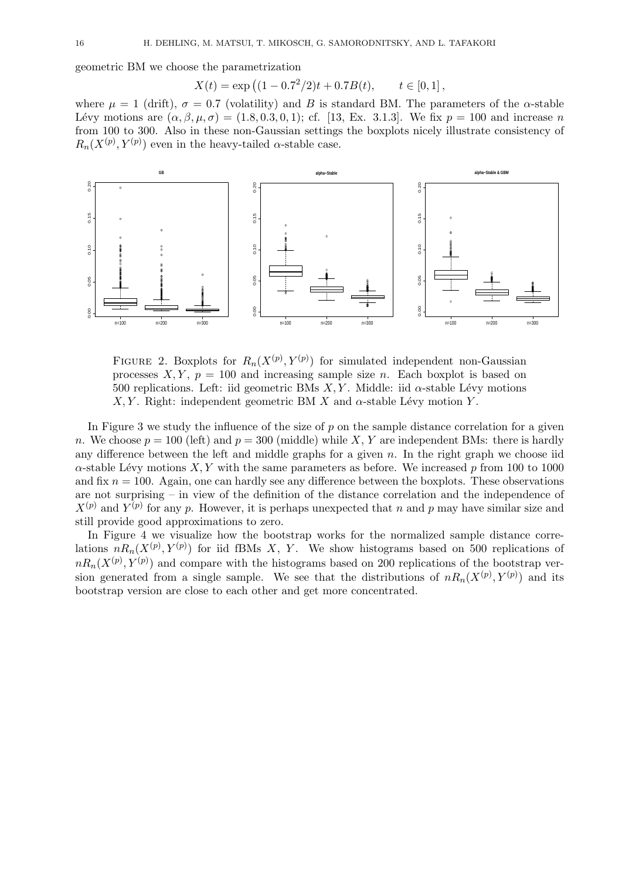geometric BM we choose the parametrization

$$X(t) = \exp\left((1 - 0.7^2/2)t + 0.7B(t), \qquad t \in [0,1]\right,$$

where $\mu = 1$ (drift), $\sigma = 0.7$ (volatility) and $B$ is standard BM. The parameters of the $\alpha$-stable Lévy motions are $(\alpha, \beta, \mu, \sigma) = (1.8, 0.3, 0, 1)$; cf. [13, Ex. 3.1.3]. We fix $p = 100$ and increase $n$ from 100 to 300. Also in these non-Gaussian settings the boxplots nicely illustrate consistency of $R_n(X^{(p)}, Y^{(p)})$ even in the heavy-tailed $\alpha$-stable case.

FIGURE 2. Boxplots for $R_n(X^{(p)}, Y^{(p)})$ for simulated independent non-Gaussian processes $X, Y$, $p = 100$ and increasing sample size $n$. Each boxplot is based on 500 replications. Left: iid geometric BMs $X, Y$. Middle: iid $\alpha$-stable Lévy motions $X, Y$. Right: independent geometric BM $X$ and $\alpha$-stable Lévy motion $Y$.

In Figure 3 we study the influence of the size of $p$ on the sample distance correlation for a given $n$. We choose $p = 100$ (left) and $p = 300$ (middle) while $X, Y$ are independent BMs: there is hardly any difference between the left and middle graphs for a given $n$. In the right graph we choose iid $\alpha$-stable Lévy motions $X, Y$ with the same parameters as before. We increased $p$ from 100 to 1000 and fix $n = 100$. Again, one can hardly see any difference between the boxplots. These observations are not surprising – in view of the definition of the distance correlation and the independence of $X^{(p)}$ and $Y^{(p)}$ for any $p$. However, it is perhaps unexpected that $n$ and $p$ may have similar size and still provide good approximations to zero.

In Figure 4 we visualize how the bootstrap works for the normalized sample distance correlations $nR_n(X^{(p)}, Y^{(p)})$ for iid fBMs $X$, $Y$. We show histograms based on 500 replications of $nR_n(X^{(p)}, Y^{(p)})$ and compare with the histograms based on 200 replications of the bootstrap version generated from a single sample. We see that the distributions of $nR_n(X^{(p)}, Y^{(p)})$ and its bootstrap version are close to each other and get more concentrated.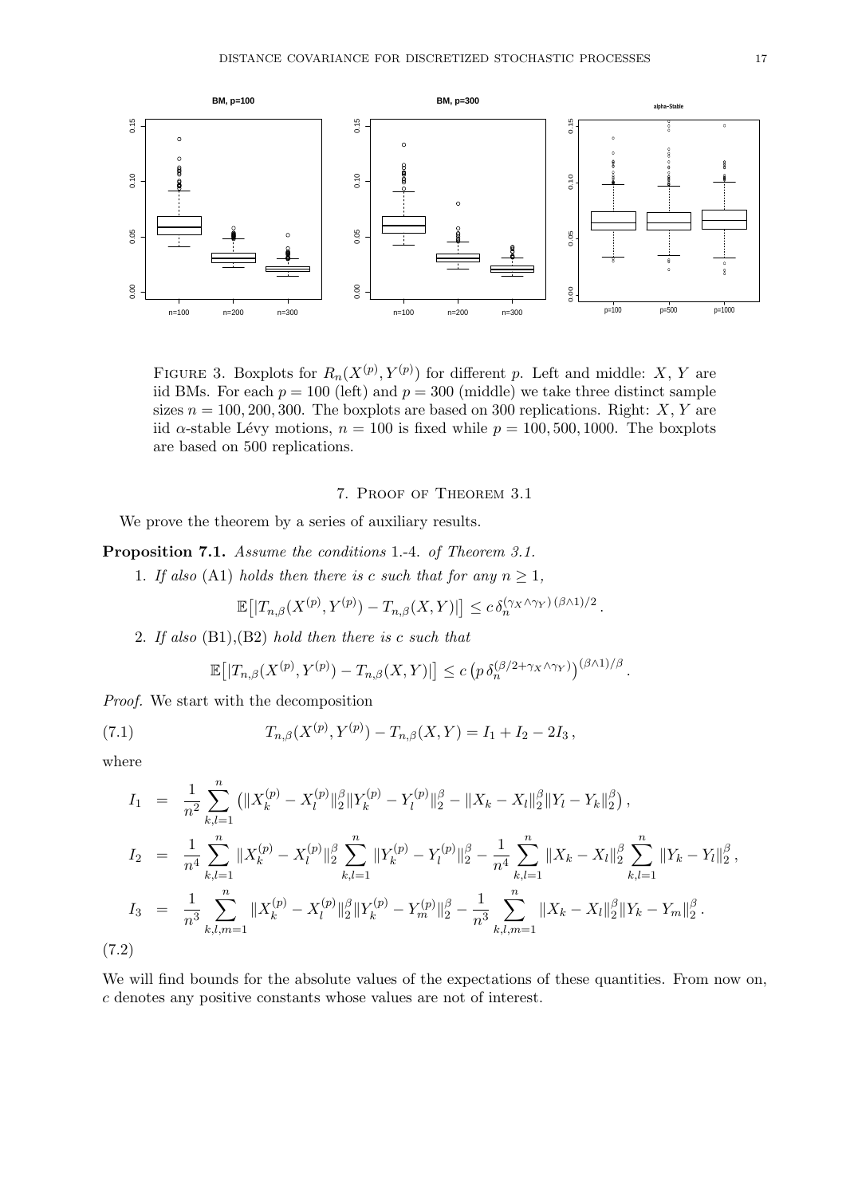FIGURE 3. Boxplots for $R_n(X^{(p)}, Y^{(p)})$ for different $p$. Left and middle: $X$, $Y$ are iid BMs. For each $p = 100$ (left) and $p = 300$ (middle) we take three distinct sample sizes $n = 100, 200, 300$. The boxplots are based on 300 replications. Right: $X$, $Y$ are iid $\alpha$-stable Lévy motions, $n = 100$ is fixed while $p = 100, 500, 1000$. The boxplots are based on 500 replications.

## 7. Proof of Theorem 3.1

We prove the theorem by a series of auxiliary results.

**Proposition 7.1.** *Assume the conditions* 1.-4. *of Theorem 3.1.*

1. *If also* (A1) *holds then there is $c$ such that for any $n \geq 1$,*

$$\mathbb{E}\big[|T_{n,\beta}(X^{(p)}, Y^{(p)}) - T_{n,\beta}(X, Y)|\big] \leq c\, \delta_n^{(\gamma_X \wedge \gamma_Y)\,(\beta\wedge 1)/2}\,.$$

2. *If also* (B1),(B2) *hold then there is $c$ such that*

$$\mathbb{E}\big[|T_{n,\beta}(X^{(p)}, Y^{(p)}) - T_{n,\beta}(X, Y)|\big] \leq c\,\big(p\, \delta_n^{(\beta/2+\gamma_X\wedge\gamma_Y)}\big)^{(\beta\wedge 1)/\beta}\,.$$

*Proof.* We start with the decomposition

$$T_{n,\beta}(X^{(p)}, Y^{(p)}) - T_{n,\beta}(X, Y) = I_1 + I_2 - 2I_3\,, \tag{7.1}$$

where

$$\begin{aligned}
I_1 &= \frac{1}{n^2}\sum_{k,l=1}^n \big(\|X_k^{(p)} - X_l^{(p)}\|_2^\beta \|Y_k^{(p)} - Y_l^{(p)}\|_2^\beta - \|X_k - X_l\|_2^\beta \|Y_l - Y_k\|_2^\beta\big)\,,\\
I_2 &= \frac{1}{n^4}\sum_{k,l=1}^n \|X_k^{(p)} - X_l^{(p)}\|_2^\beta \sum_{k,l=1}^n \|Y_k^{(p)} - Y_l^{(p)}\|_2^\beta - \frac{1}{n^4}\sum_{k,l=1}^n \|X_k - X_l\|_2^\beta \sum_{k,l=1}^n \|Y_k - Y_l\|_2^\beta\,,\\
I_3 &= \frac{1}{n^3}\sum_{k,l,m=1}^n \|X_k^{(p)} - X_l^{(p)}\|_2^\beta \|Y_k^{(p)} - Y_m^{(p)}\|_2^\beta - \frac{1}{n^3}\sum_{k,l,m=1}^n \|X_k - X_l\|_2^\beta \|Y_k - Y_m\|_2^\beta\,.
\end{aligned} \tag{7.2}$$

We will find bounds for the absolute values of the expectations of these quantities. From now on, $c$ denotes any positive constants whose values are not of interest.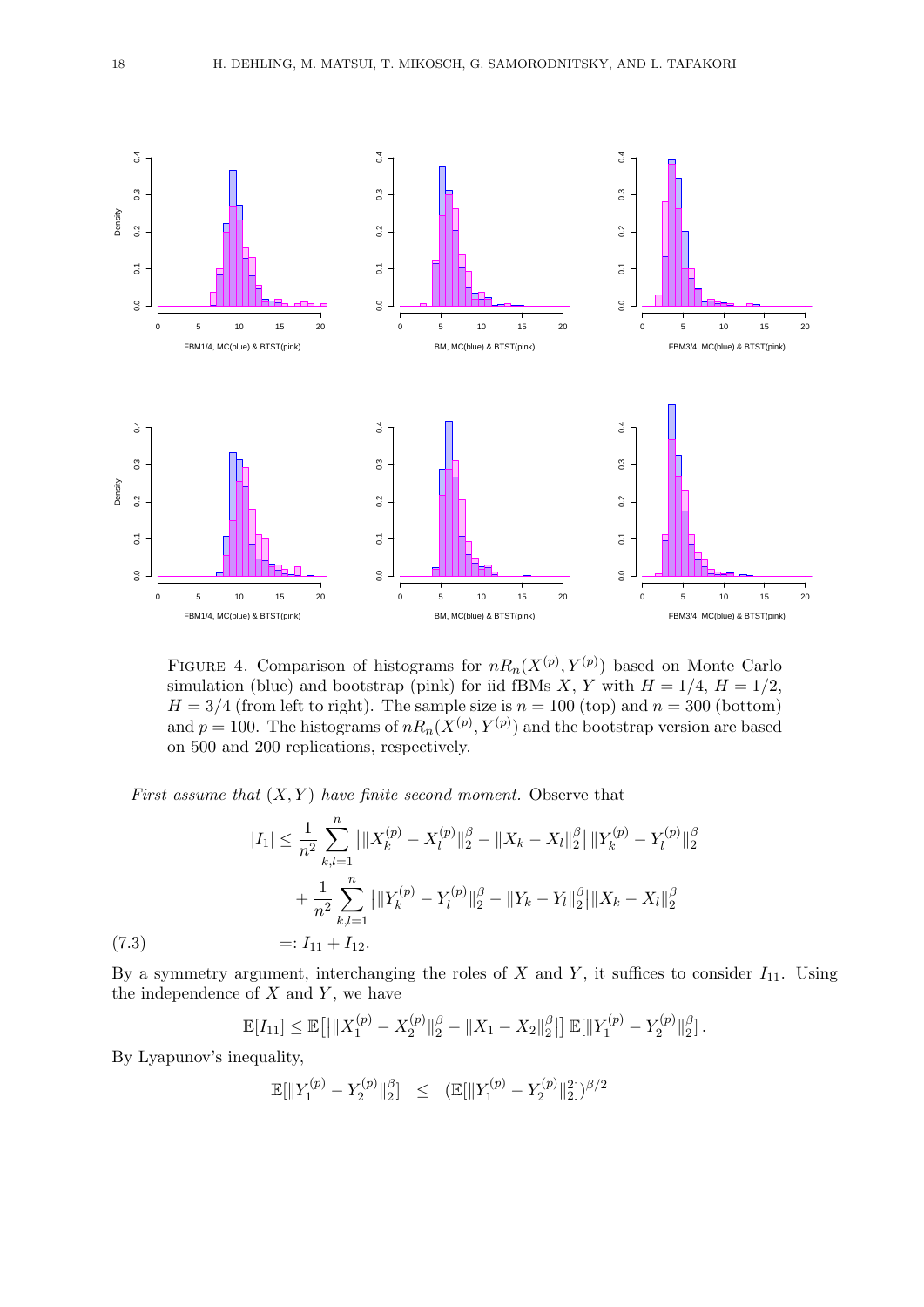FIGURE 4. Comparison of histograms for $nR_n(X^{(p)},Y^{(p)})$ based on Monte Carlo simulation (blue) and bootstrap (pink) for iid fBMs $X$, $Y$ with $H=1/4$, $H=1/2$, $H=3/4$ (from left to right). The sample size is $n=100$ (top) and $n=300$ (bottom) and $p=100$. The histograms of $nR_n(X^{(p)},Y^{(p)})$ and the bootstrap version are based on 500 and 200 replications, respectively.

*First assume that $(X,Y)$ have finite second moment.* Observe that

$$
\begin{aligned}
|I_1| &\le \frac{1}{n^2}\sum_{k,l=1}^n \big|\|X_k^{(p)}-X_l^{(p)}\|_2^\beta - \|X_k-X_l\|_2^\beta\big|\,\|Y_k^{(p)}-Y_l^{(p)}\|_2^\beta \\
&\quad + \frac{1}{n^2}\sum_{k,l=1}^n \big|\|Y_k^{(p)}-Y_l^{(p)}\|_2^\beta - \|Y_k-Y_l\|_2^\beta\big|\|X_k-X_l\|_2^\beta \\
&=: I_{11}+I_{12}. \qquad (7.3)
\end{aligned}
$$

By a symmetry argument, interchanging the roles of $X$ and $Y$, it suffices to consider $I_{11}$. Using the independence of $X$ and $Y$, we have

$$
\mathbb{E}[I_{11}] \le \mathbb{E}\big[\big|\|X_1^{(p)}-X_2^{(p)}\|_2^\beta - \|X_1-X_2\|_2^\beta\big|\big]\,\mathbb{E}[\|Y_1^{(p)}-Y_2^{(p)}\|_2^\beta].
$$

By Lyapunov's inequality,

$$
\mathbb{E}[\|Y_1^{(p)}-Y_2^{(p)}\|_2^\beta] \;\le\; (\mathbb{E}[\|Y_1^{(p)}-Y_2^{(p)}\|_2^2])^{\beta/2}
$$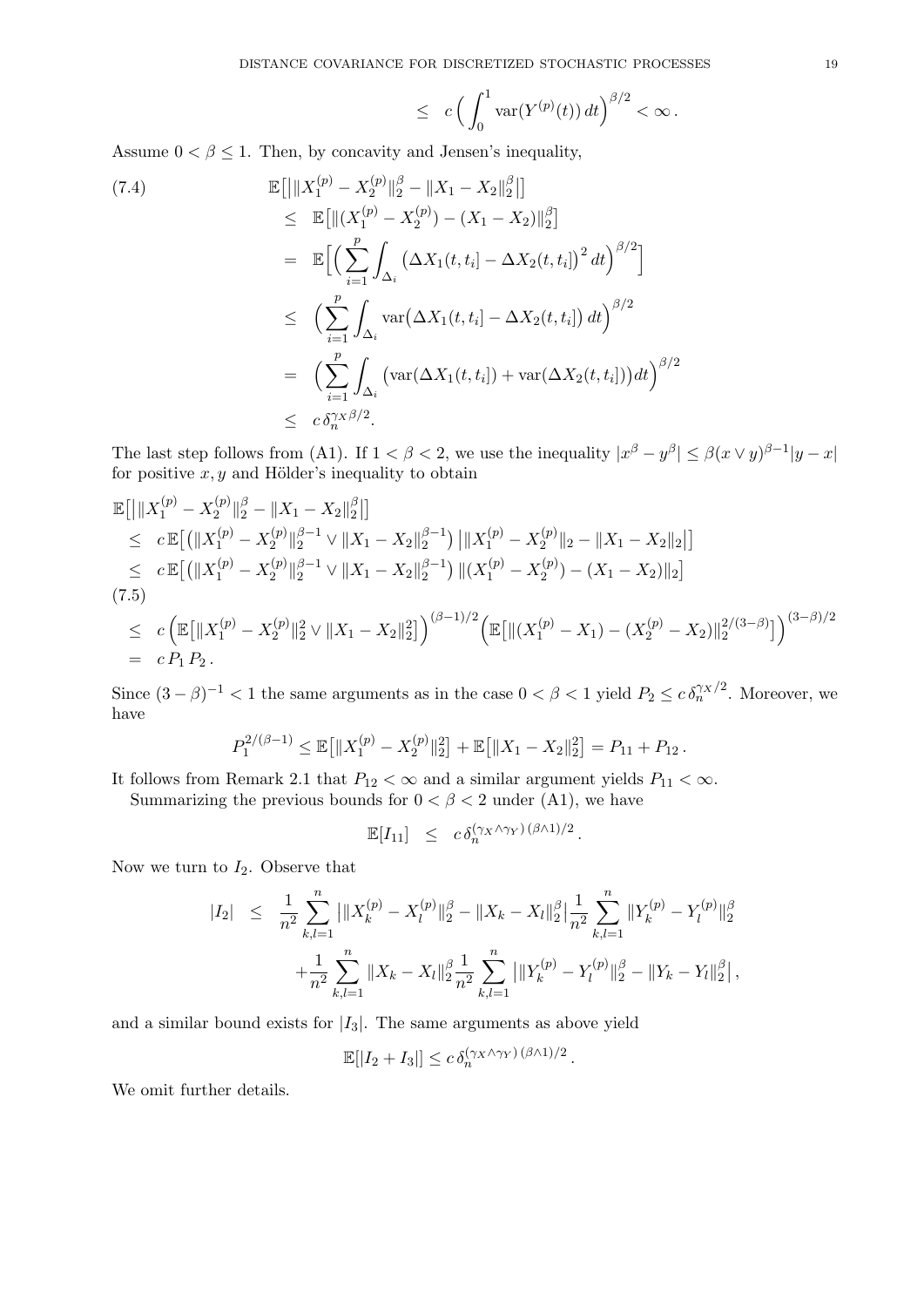$$\leq \quad c\Big(\int_0^1 \operatorname{var}(Y^{(p)}(t))\,dt\Big)^{\beta/2} < \infty\,.$$

Assume $0<\beta\le 1$. Then, by concavity and Jensen's inequality,

$$
\begin{aligned}
(7.4)\qquad & \mathbb{E}\big[\big|\|X_1^{(p)}-X_2^{(p)}\|_2^\beta - \|X_1-X_2\|_2^\beta\big|\big] \\
&\leq \mathbb{E}\big[\|(X_1^{(p)}-X_2^{(p)})-(X_1-X_2)\|_2^\beta\big] \\
&= \mathbb{E}\Big[\Big(\sum_{i=1}^p \int_{\Delta_i} \big(\Delta X_1(t,t_i]-\Delta X_2(t,t_i]\big)^2\,dt\Big)^{\beta/2}\Big] \\
&\leq \Big(\sum_{i=1}^p \int_{\Delta_i} \operatorname{var}\big(\Delta X_1(t,t_i]-\Delta X_2(t,t_i]\big)\,dt\Big)^{\beta/2} \\
&= \Big(\sum_{i=1}^p \int_{\Delta_i} \big(\operatorname{var}(\Delta X_1(t,t_i])+\operatorname{var}(\Delta X_2(t,t_i])\big)dt\Big)^{\beta/2} \\
&\leq c\,\delta_n^{\gamma_X\beta/2}.
\end{aligned}
$$

The last step follows from (A1). If $1<\beta<2$, we use the inequality $|x^\beta-y^\beta|\le \beta(x\vee y)^{\beta-1}|y-x|$ for positive $x,y$ and Hölder's inequality to obtain

$$
\begin{aligned}
&\mathbb{E}\big[\big|\|X_1^{(p)}-X_2^{(p)}\|_2^\beta - \|X_1-X_2\|_2^\beta\big|\big] \\
&\leq c\,\mathbb{E}\big[\big(\|X_1^{(p)}-X_2^{(p)}\|_2^{\beta-1}\vee \|X_1-X_2\|_2^{\beta-1}\big)\,\big|\|X_1^{(p)}-X_2^{(p)}\|_2-\|X_1-X_2\|_2\big|\big] \\
&\leq c\,\mathbb{E}\big[\big(\|X_1^{(p)}-X_2^{(p)}\|_2^{\beta-1}\vee \|X_1-X_2\|_2^{\beta-1}\big)\,\|(X_1^{(p)}-X_2^{(p)})-(X_1-X_2)\|_2\big] \\
(7.5)\qquad &\leq c\,\Big(\mathbb{E}\big[\|X_1^{(p)}-X_2^{(p)}\|_2^2\vee \|X_1-X_2\|_2^2\big]\Big)^{(\beta-1)/2}\Big(\mathbb{E}\big[\|(X_1^{(p)}-X_1)-(X_2^{(p)}-X_2)\|_2^{2/(3-\beta)}\big]\Big)^{(3-\beta)/2} \\
&= c\,P_1\,P_2\,.
\end{aligned}
$$

Since $(3-\beta)^{-1}<1$ the same arguments as in the case $0<\beta<1$ yield $P_2\le c\,\delta_n^{\gamma_X/2}$. Moreover, we have

$$P_1^{2/(\beta-1)} \le \mathbb{E}\big[\|X_1^{(p)}-X_2^{(p)}\|_2^2\big]+\mathbb{E}\big[\|X_1-X_2\|_2^2\big] = P_{11}+P_{12}\,.$$

It follows from Remark 2.1 that $P_{12}<\infty$ and a similar argument yields $P_{11}<\infty$.

Summarizing the previous bounds for $0<\beta<2$ under (A1), we have

$$\mathbb{E}[I_{11}] \quad\le\quad c\,\delta_n^{(\gamma_X\wedge\gamma_Y)\,(\beta\wedge 1)/2}\,.$$

Now we turn to $I_2$. Observe that

$$
\begin{aligned}
|I_2| \quad\le\quad & \frac{1}{n^2}\sum_{k,l=1}^n \big|\|X_k^{(p)}-X_l^{(p)}\|_2^\beta-\|X_k-X_l\|_2^\beta\big|\frac{1}{n^2}\sum_{k,l=1}^n \|Y_k^{(p)}-Y_l^{(p)}\|_2^\beta \\
&+\frac{1}{n^2}\sum_{k,l=1}^n \|X_k-X_l\|_2^\beta\frac{1}{n^2}\sum_{k,l=1}^n \big|\|Y_k^{(p)}-Y_l^{(p)}\|_2^\beta-\|Y_k-Y_l\|_2^\beta\big|\,,
\end{aligned}
$$

and a similar bound exists for $|I_3|$. The same arguments as above yield

$$\mathbb{E}[|I_2+I_3|]\le c\,\delta_n^{(\gamma_X\wedge\gamma_Y)\,(\beta\wedge 1)/2}\,.$$

We omit further details.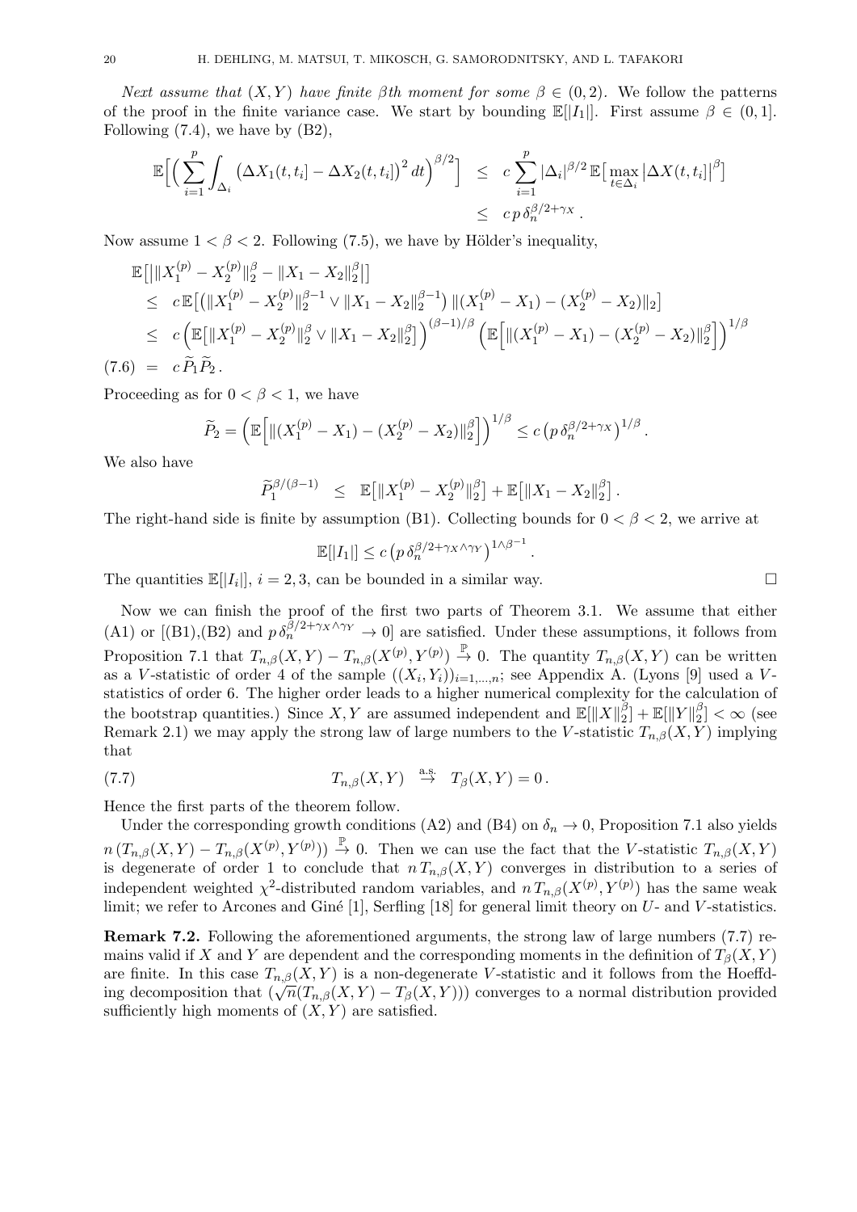*Next assume that $(X,Y)$ have finite $\beta$th moment for some $\beta \in (0,2)$.* We follow the patterns of the proof in the finite variance case. We start by bounding $\mathbb{E}[|I_1|]$. First assume $\beta \in (0,1]$. Following (7.4), we have by (B2),

$$
\begin{aligned}
\mathbb{E}\Big[\Big(\sum_{i=1}^p \int_{\Delta_i} \big(\Delta X_1(t,t_i] - \Delta X_2(t,t_i]\big)^2\,dt\Big)^{\beta/2}\Big] &\le c\sum_{i=1}^p |\Delta_i|^{\beta/2}\,\mathbb{E}\big[\max_{t\in\Delta_i} \big|\Delta X(t,t_i]\big|^{\beta}\big] \\
&\le c\,p\,\delta_n^{\beta/2+\gamma_X}\,.
\end{aligned}
$$

Now assume $1<\beta<2$. Following (7.5), we have by Hölder's inequality,

$$
\begin{aligned}
&\mathbb{E}\big[\big|\|X_1^{(p)} - X_2^{(p)}\|_2^\beta - \|X_1 - X_2\|_2^\beta\big|\big] \\
&\le c\,\mathbb{E}\big[\big(\|X_1^{(p)} - X_2^{(p)}\|_2^{\beta-1} \vee \|X_1 - X_2\|_2^{\beta-1}\big)\,\|(X_1^{(p)} - X_1) - (X_2^{(p)} - X_2)\|_2\big] \\
&\le c\,\Big(\mathbb{E}\big[\|X_1^{(p)} - X_2^{(p)}\|_2^\beta \vee \|X_1 - X_2\|_2^\beta\big]\Big)^{(\beta-1)/\beta}\Big(\mathbb{E}\Big[\|(X_1^{(p)} - X_1) - (X_2^{(p)} - X_2)\|_2^\beta\Big]\Big)^{1/\beta} \\
(7.6)\quad &= c\,\widetilde{P}_1\,\widetilde{P}_2\,.
\end{aligned}
$$

Proceeding as for $0<\beta<1$, we have

$$
\widetilde{P}_2 = \Big(\mathbb{E}\Big[\|(X_1^{(p)} - X_1) - (X_2^{(p)} - X_2)\|_2^\beta\Big]\Big)^{1/\beta} \le c\,\big(p\,\delta_n^{\beta/2+\gamma_X}\big)^{1/\beta}\,.
$$

We also have

$$
\widetilde{P}_1^{\beta/(\beta-1)} \le \mathbb{E}\big[\|X_1^{(p)} - X_2^{(p)}\|_2^\beta\big] + \mathbb{E}\big[\|X_1 - X_2\|_2^\beta\big]\,.
$$

The right-hand side is finite by assumption (B1). Collecting bounds for $0<\beta<2$, we arrive at

$$
\mathbb{E}[|I_1|] \le c\,\big(p\,\delta_n^{\beta/2+\gamma_X\wedge\gamma_Y}\big)^{1\wedge\beta^{-1}}\,.
$$

The quantities $\mathbb{E}[|I_i|]$, $i=2,3$, can be bounded in a similar way. □

Now we can finish the proof of the first two parts of Theorem 3.1. We assume that either (A1) or [(B1),(B2) and $p\,\delta_n^{\beta/2+\gamma_X\wedge\gamma_Y}\to 0$] are satisfied. Under these assumptions, it follows from Proposition 7.1 that $T_{n,\beta}(X,Y) - T_{n,\beta}(X^{(p)},Y^{(p)}) \overset{\mathbb{P}}{\to} 0$. The quantity $T_{n,\beta}(X,Y)$ can be written as a $V$-statistic of order 4 of the sample $((X_i,Y_i))_{i=1,\ldots,n}$; see Appendix A. (Lyons [9] used a $V$-statistics of order 6. The higher order leads to a higher numerical complexity for the calculation of the bootstrap quantities.) Since $X,Y$ are assumed independent and $\mathbb{E}[\|X\|_2^\beta] + \mathbb{E}[\|Y\|_2^\beta] < \infty$ (see Remark 2.1) we may apply the strong law of large numbers to the $V$-statistic $T_{n,\beta}(X,Y)$ implying that

$$
T_{n,\beta}(X,Y) \overset{\text{a.s.}}{\to} T_\beta(X,Y) = 0\,. \tag{7.7}
$$

Hence the first parts of the theorem follow.

Under the corresponding growth conditions (A2) and (B4) on $\delta_n\to 0$, Proposition 7.1 also yields $n\,(T_{n,\beta}(X,Y) - T_{n,\beta}(X^{(p)},Y^{(p)})) \overset{\mathbb{P}}{\to} 0$. Then we can use the fact that the $V$-statistic $T_{n,\beta}(X,Y)$ is degenerate of order 1 to conclude that $n\,T_{n,\beta}(X,Y)$ converges in distribution to a series of independent weighted $\chi^2$-distributed random variables, and $n\,T_{n,\beta}(X^{(p)},Y^{(p)})$ has the same weak limit; we refer to Arcones and Giné [1], Serfling [18] for general limit theory on $U$- and $V$-statistics.

**Remark 7.2.** Following the aforementioned arguments, the strong law of large numbers (7.7) remains valid if $X$ and $Y$ are dependent and the corresponding moments in the definition of $T_\beta(X,Y)$ are finite. In this case $T_{n,\beta}(X,Y)$ is a non-degenerate $V$-statistic and it follows from the Hoeffding decomposition that $(\sqrt{n}(T_{n,\beta}(X,Y) - T_\beta(X,Y)))$ converges to a normal distribution provided sufficiently high moments of $(X,Y)$ are satisfied.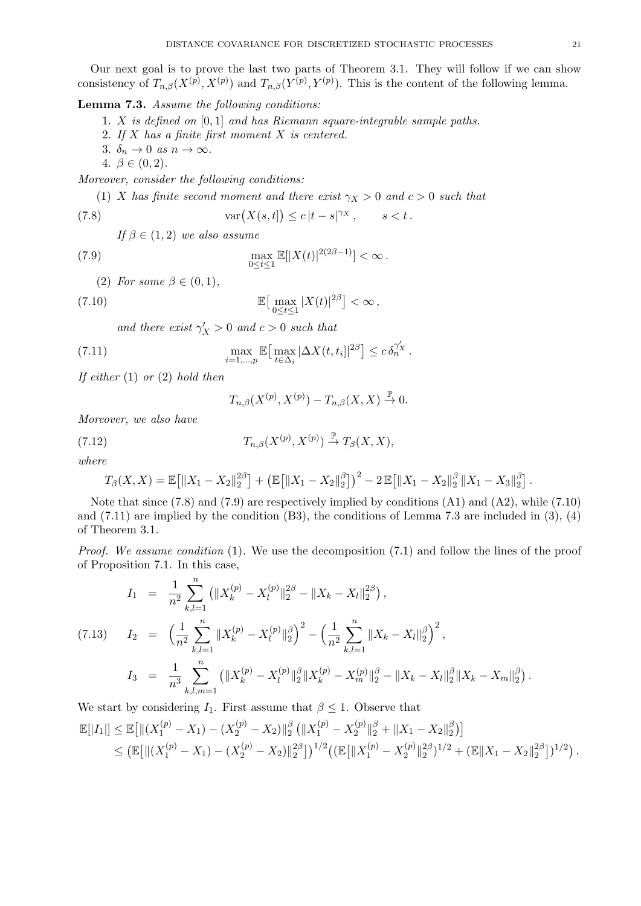Our next goal is to prove the last two parts of Theorem 3.1. They will follow if we can show consistency of $T_{n,\beta}(X^{(p)}, X^{(p)})$ and $T_{n,\beta}(Y^{(p)}, Y^{(p)})$. This is the content of the following lemma.

**Lemma 7.3.** *Assume the following conditions:*

1. *$X$ is defined on $[0,1]$ and has Riemann square-integrable sample paths.*
2. *If $X$ has a finite first moment $X$ is centered.*
3. *$\delta_n \to 0$ as $n \to \infty$.*
4. *$\beta \in (0,2)$.*

*Moreover, consider the following conditions:*

(1) *$X$ has finite second moment and there exist $\gamma_X > 0$ and $c > 0$ such that*

$$\operatorname{var}\big(X(s,t)\big) \le c\,|t-s|^{\gamma_X}\,, \qquad s < t\,. \tag{7.8}$$

*If $\beta \in (1,2)$ we also assume*

$$\max_{0 \le t \le 1} \mathbb{E}[|X(t)|^{2(2\beta-1)}] < \infty\,. \tag{7.9}$$

(2) *For some $\beta \in (0,1)$,*

$$\mathbb{E}\big[\max_{0\le t\le 1} |X(t)|^{2\beta}\big] < \infty\,, \tag{7.10}$$

*and there exist $\gamma'_X > 0$ and $c > 0$ such that*

$$\max_{i=1,\dots,p} \mathbb{E}\big[\max_{t\in\Delta_i} |\Delta X(t,t_i)|^{2\beta}\big] \le c\,\delta_n^{\gamma'_X}\,. \tag{7.11}$$

*If either* (1) *or* (2) *hold then*

$$T_{n,\beta}(X^{(p)}, X^{(p)}) - T_{n,\beta}(X,X) \overset{\mathbb{P}}{\to} 0.$$

*Moreover, we also have*

$$T_{n,\beta}(X^{(p)}, X^{(p)}) \overset{\mathbb{P}}{\to} T_\beta(X,X), \tag{7.12}$$

*where*

$$T_\beta(X,X) = \mathbb{E}\big[\|X_1 - X_2\|_2^{2\beta}\big] + \big(\mathbb{E}\big[\|X_1 - X_2\|_2^{\beta}\big]\big)^2 - 2\,\mathbb{E}\big[\|X_1 - X_2\|_2^{\beta}\,\|X_1 - X_3\|_2^{\beta}\big]\,.$$

Note that since (7.8) and (7.9) are respectively implied by conditions (A1) and (A2), while (7.10) and (7.11) are implied by the condition (B3), the conditions of Lemma 7.3 are included in (3), (4) of Theorem 3.1.

*Proof. We assume condition* (1). We use the decomposition (7.1) and follow the lines of the proof of Proposition 7.1. In this case,

$$\begin{aligned}
I_1 &= \frac{1}{n^2}\sum_{k,l=1}^n \big(\|X_k^{(p)} - X_l^{(p)}\|_2^{2\beta} - \|X_k - X_l\|_2^{2\beta}\big)\,, \\
I_2 &= \Big(\frac{1}{n^2}\sum_{k,l=1}^n \|X_k^{(p)} - X_l^{(p)}\|_2^{\beta}\Big)^2 - \Big(\frac{1}{n^2}\sum_{k,l=1}^n \|X_k - X_l\|_2^{\beta}\Big)^2\,, \\
I_3 &= \frac{1}{n^3}\sum_{k,l,m=1}^n \big(\|X_k^{(p)} - X_l^{(p)}\|_2^{\beta}\|X_k^{(p)} - X_m^{(p)}\|_2^{\beta} - \|X_k - X_l\|_2^{\beta}\|X_k - X_m\|_2^{\beta}\big)\,.
\end{aligned} \tag{7.13}$$

We start by considering $I_1$. First assume that $\beta \le 1$. Observe that

$$\begin{aligned}
\mathbb{E}[|I_1|] &\le \mathbb{E}\big[\|(X_1^{(p)} - X_1) - (X_2^{(p)} - X_2)\|_2^{\beta}\big(\|X_1^{(p)} - X_2^{(p)}\|_2^{\beta} + \|X_1 - X_2\|_2^{\beta}\big)\big] \\
&\le \big(\mathbb{E}\big[\|(X_1^{(p)} - X_1) - (X_2^{(p)} - X_2)\|_2^{2\beta}\big]\big)^{1/2}\big((\mathbb{E}\big[\|X_1^{(p)} - X_2^{(p)}\|_2^{2\beta}\big)^{1/2} + (\mathbb{E}\|X_1 - X_2\|_2^{2\beta}\big])^{1/2}\big)\,.
\end{aligned}$$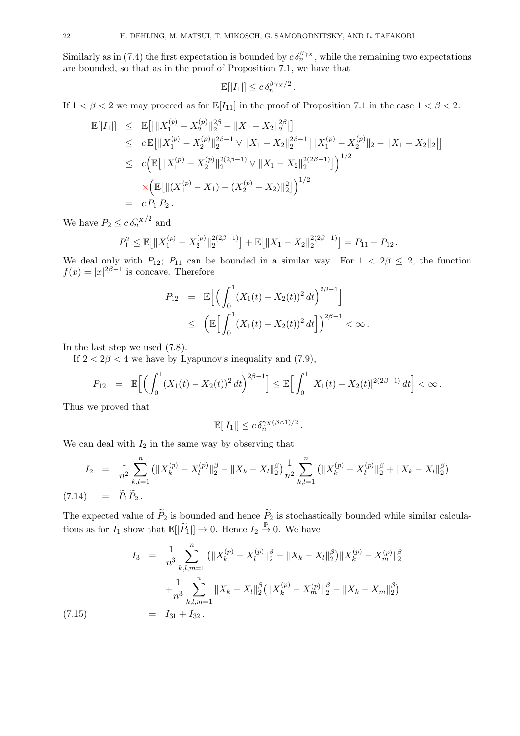Similarly as in (7.4) the first expectation is bounded by $c\,\delta_n^{\beta\gamma_X}$, while the remaining two expectations are bounded, so that as in the proof of Proposition 7.1, we have that

$$\mathbb{E}[|I_1|] \le c\,\delta_n^{\beta\gamma_X/2}\,.$$

If $1<\beta<2$ we may proceed as for $\mathbb{E}[I_{11}]$ in the proof of Proposition 7.1 in the case $1<\beta<2$:

$$\begin{aligned}
\mathbb{E}[|I_1|] &\le \mathbb{E}\big[\big|\|X_1^{(p)}-X_2^{(p)}\|_2^{2\beta}-\|X_1-X_2\|_2^{2\beta}\big|\big] \\
&\le c\,\mathbb{E}\big[\|X_1^{(p)}-X_2^{(p)}\|_2^{2\beta-1}\vee\|X_1-X_2\|_2^{2\beta-1}\,\big|\|X_1^{(p)}-X_2^{(p)}\|_2-\|X_1-X_2\|_2\big|\big] \\
&\le c\Big(\mathbb{E}\big[\|X_1^{(p)}-X_2^{(p)}\|_2^{2(2\beta-1)}\vee\|X_1-X_2\|_2^{2(2\beta-1)}\big]\Big)^{1/2} \\
&\qquad\times\Big(\mathbb{E}\big[\|(X_1^{(p)}-X_1)-(X_2^{(p)}-X_2)\|_2^2\big]\Big)^{1/2} \\
&= c\,P_1\,P_2\,.
\end{aligned}$$

We have $P_2\le c\,\delta_n^{\gamma_X/2}$ and

$$P_1^2\le \mathbb{E}\big[\|X_1^{(p)}-X_2^{(p)}\|_2^{2(2\beta-1)}\big]+\mathbb{E}\big[\|X_1-X_2\|_2^{2(2\beta-1)}\big]=P_{11}+P_{12}\,.$$

We deal only with $P_{12}$; $P_{11}$ can be bounded in a similar way. For $1<2\beta\le 2$, the function $f(x)=|x|^{2\beta-1}$ is concave. Therefore

$$\begin{aligned}
P_{12} &= \mathbb{E}\Big[\Big(\int_0^1 (X_1(t)-X_2(t))^2\,dt\Big)^{2\beta-1}\Big] \\
&\le \Big(\mathbb{E}\Big[\int_0^1 (X_1(t)-X_2(t))^2\,dt\Big]\Big)^{2\beta-1}<\infty\,.
\end{aligned}$$

In the last step we used (7.8).

If $2<2\beta<4$ we have by Lyapunov's inequality and (7.9),

$$P_{12} = \mathbb{E}\Big[\Big(\int_0^1 (X_1(t)-X_2(t))^2\,dt\Big)^{2\beta-1}\Big]\le \mathbb{E}\Big[\int_0^1 |X_1(t)-X_2(t)|^{2(2\beta-1)}\,dt\Big]<\infty\,.$$

Thus we proved that

$$\mathbb{E}[|I_1|]\le c\,\delta_n^{\gamma_X(\beta\wedge 1)/2}\,.$$

We can deal with $I_2$ in the same way by observing that

$$\begin{aligned}
I_2 &= \frac{1}{n^2}\sum_{k,l=1}^n\big(\|X_k^{(p)}-X_l^{(p)}\|_2^\beta-\|X_k-X_l\|_2^\beta\big)\frac{1}{n^2}\sum_{k,l=1}^n\big(\|X_k^{(p)}-X_l^{(p)}\|_2^\beta+\|X_k-X_l\|_2^\beta\big) \\
&= \widetilde{P}_1\widetilde{P}_2\,. \qquad (7.14)
\end{aligned}$$

The expected value of $\widetilde{P}_2$ is bounded and hence $\widetilde{P}_2$ is stochastically bounded while similar calculations as for $I_1$ show that $\mathbb{E}[|\widetilde{P}_1|]\to 0$. Hence $I_2\stackrel{\mathbb{P}}{\to}0$. We have

$$\begin{aligned}
I_3 &= \frac{1}{n^3}\sum_{k,l,m=1}^n\big(\|X_k^{(p)}-X_l^{(p)}\|_2^\beta-\|X_k-X_l\|_2^\beta\big)\|X_k^{(p)}-X_m^{(p)}\|_2^\beta \\
&\quad+\frac{1}{n^3}\sum_{k,l,m=1}^n\|X_k-X_l\|_2^\beta\big(\|X_k^{(p)}-X_m^{(p)}\|_2^\beta-\|X_k-X_m\|_2^\beta\big) \\
&= I_{31}+I_{32}\,. \qquad (7.15)
\end{aligned}$$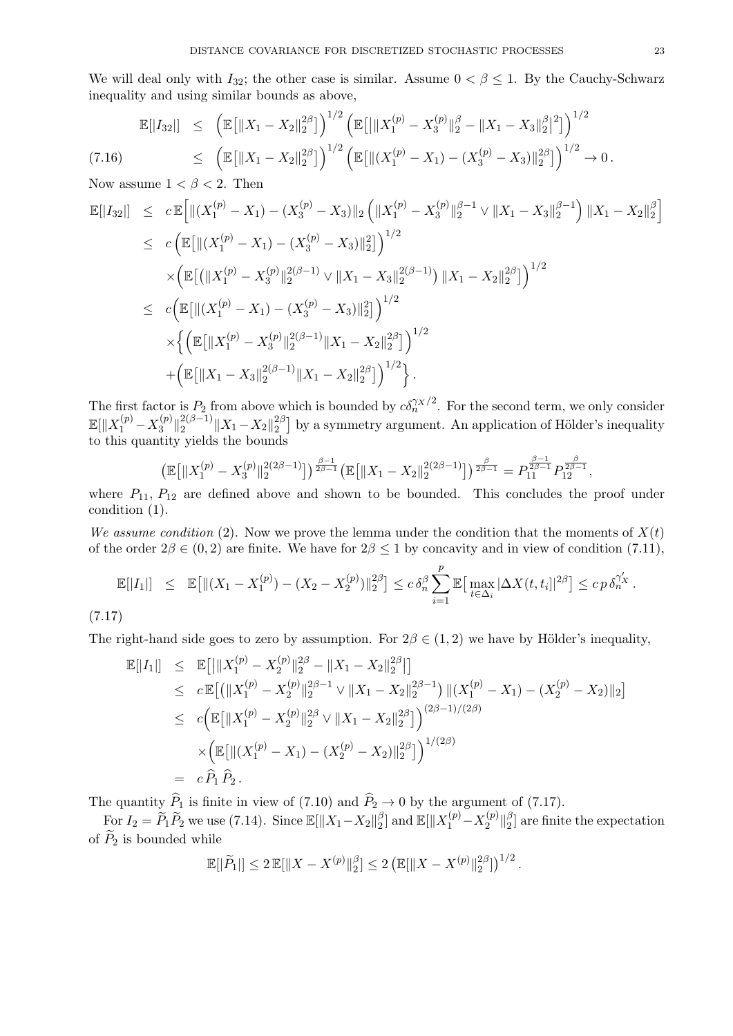We will deal only with $I_{32}$; the other case is similar. Assume $0<\beta\le 1$. By the Cauchy-Schwarz inequality and using similar bounds as above,

$$
\begin{aligned}
\mathbb{E}[|I_{32}|] &\le \Big(\mathbb{E}\big[\|X_1-X_2\|_2^{2\beta}\big]\Big)^{1/2}\Big(\mathbb{E}\big[\big|\|X_1^{(p)}-X_3^{(p)}\|_2^{\beta}-\|X_1-X_3\|_2^{\beta}\big|^2\big]\Big)^{1/2}\\
&\le \Big(\mathbb{E}\big[\|X_1-X_2\|_2^{2\beta}\big]\Big)^{1/2}\Big(\mathbb{E}\big[\|(X_1^{(p)}-X_1)-(X_3^{(p)}-X_3)\|_2^{2\beta}\big]\Big)^{1/2}\to 0\,.
\end{aligned}
\tag{7.16}
$$

Now assume $1<\beta<2$. Then

$$
\begin{aligned}
\mathbb{E}[|I_{32}|] &\le c\,\mathbb{E}\Big[\|(X_1^{(p)}-X_1)-(X_3^{(p)}-X_3)\|_2\Big(\|X_1^{(p)}-X_3^{(p)}\|_2^{\beta-1}\vee\|X_1-X_3\|_2^{\beta-1}\Big)\|X_1-X_2\|_2^{\beta}\Big]\\
&\le c\Big(\mathbb{E}\big[\|(X_1^{(p)}-X_1)-(X_3^{(p)}-X_3)\|_2^2\big]\Big)^{1/2}\\
&\quad\times\Big(\mathbb{E}\big[\big(\|X_1^{(p)}-X_3^{(p)}\|_2^{2(\beta-1)}\vee\|X_1-X_3\|_2^{2(\beta-1)}\big)\|X_1-X_2\|_2^{2\beta}\big]\Big)^{1/2}\\
&\le c\Big(\mathbb{E}\big[\|(X_1^{(p)}-X_1)-(X_3^{(p)}-X_3)\|_2^2\big]\Big)^{1/2}\\
&\quad\times\Big\{\Big(\mathbb{E}\big[\|X_1^{(p)}-X_3^{(p)}\|_2^{2(\beta-1)}\|X_1-X_2\|_2^{2\beta}\big]\Big)^{1/2}\\
&\quad+\Big(\mathbb{E}\big[\|X_1-X_3\|_2^{2(\beta-1)}\|X_1-X_2\|_2^{2\beta}\big]\Big)^{1/2}\Big\}\,.
\end{aligned}
$$

The first factor is $P_2$ from above which is bounded by $c\delta_n^{\gamma_X/2}$. For the second term, we only consider $\mathbb{E}[\|X_1^{(p)}-X_3^{(p)}\|_2^{2(\beta-1)}\|X_1-X_2\|_2^{2\beta}]$ by a symmetry argument. An application of Hölder's inequality to this quantity yields the bounds

$$
\big(\mathbb{E}\big[\|X_1^{(p)}-X_3^{(p)}\|_2^{2(2\beta-1)}\big]\big)^{\frac{\beta-1}{2\beta-1}}\big(\mathbb{E}\big[\|X_1-X_2\|_2^{2(2\beta-1)}\big]\big)^{\frac{\beta}{2\beta-1}}=P_{11}^{\frac{\beta-1}{2\beta-1}}P_{12}^{\frac{\beta}{2\beta-1}},
$$

where $P_{11}$, $P_{12}$ are defined above and shown to be bounded. This concludes the proof under condition (1).

*We assume condition* (2). Now we prove the lemma under the condition that the moments of $X(t)$ of the order $2\beta\in(0,2)$ are finite. We have for $2\beta\le 1$ by concavity and in view of condition (7.11),

$$
\mathbb{E}[|I_1|] \le \mathbb{E}\big[\|(X_1-X_1^{(p)})-(X_2-X_2^{(p)})\|_2^{2\beta}\big]\le c\,\delta_n^{\beta}\sum_{i=1}^p\mathbb{E}\big[\max_{t\in\Delta_i}|\Delta X(t,t_i)|^{2\beta}\big]\le c\,p\,\delta_n^{\gamma_X'}\,.
\tag{7.17}
$$

The right-hand side goes to zero by assumption. For $2\beta\in(1,2)$ we have by Hölder's inequality,

$$
\begin{aligned}
\mathbb{E}[|I_1|] &\le \mathbb{E}\big[\big|\|X_1^{(p)}-X_2^{(p)}\|_2^{2\beta}-\|X_1-X_2\|_2^{2\beta}\big|\big]\\
&\le c\,\mathbb{E}\big[\big(\|X_1^{(p)}-X_2^{(p)}\|_2^{2\beta-1}\vee\|X_1-X_2\|_2^{2\beta-1}\big)\|(X_1^{(p)}-X_1)-(X_2^{(p)}-X_2)\|_2\big]\\
&\le c\Big(\mathbb{E}\big[\|X_1^{(p)}-X_2^{(p)}\|_2^{2\beta}\vee\|X_1-X_2\|_2^{2\beta}\big]\Big)^{(2\beta-1)/(2\beta)}\\
&\quad\times\Big(\mathbb{E}\big[\|(X_1^{(p)}-X_1)-(X_2^{(p)}-X_2)\|_2^{2\beta}\big]\Big)^{1/(2\beta)}\\
&= c\,\widehat{P}_1\,\widehat{P}_2\,.
\end{aligned}
$$

The quantity $\widehat{P}_1$ is finite in view of (7.10) and $\widehat{P}_2\to 0$ by the argument of (7.17).

For $I_2=\widetilde{P}_1\widetilde{P}_2$ we use (7.14). Since $\mathbb{E}[\|X_1-X_2\|_2^{\beta}]$ and $\mathbb{E}[\|X_1^{(p)}-X_2^{(p)}\|_2^{\beta}]$ are finite the expectation of $\widetilde{P}_2$ is bounded while

$$
\mathbb{E}[|\widetilde{P}_1|]\le 2\,\mathbb{E}[\|X-X^{(p)}\|_2^{\beta}]\le 2\,\big(\mathbb{E}[\|X-X^{(p)}\|_2^{2\beta}]\big)^{1/2}\,.
$$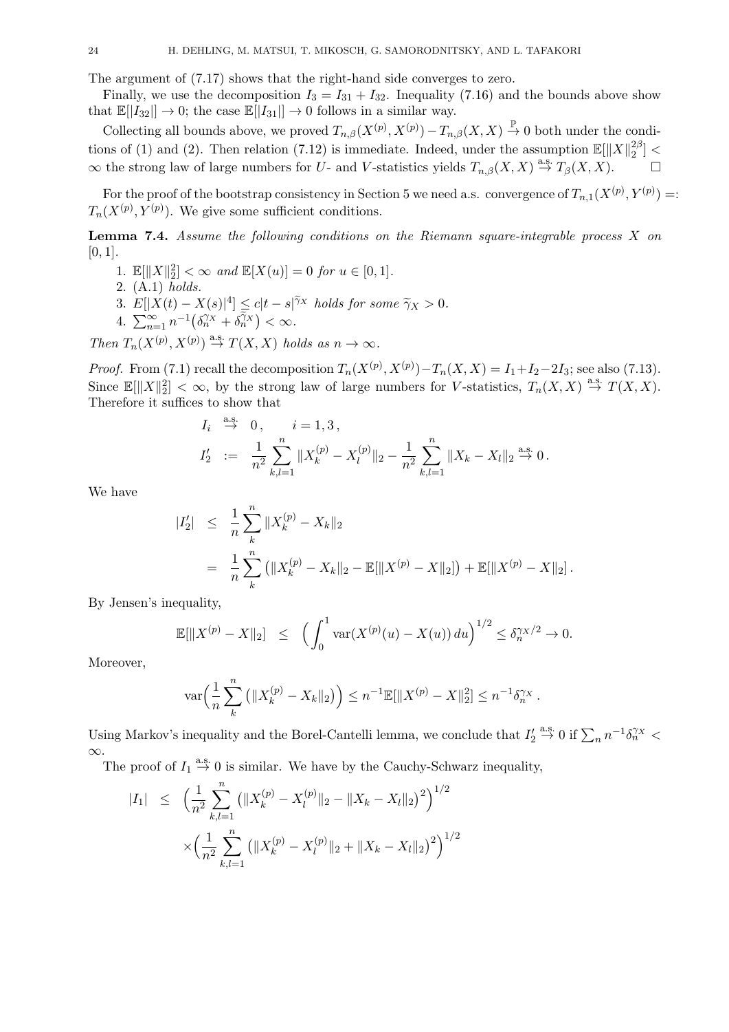The argument of (7.17) shows that the right-hand side converges to zero.

Finally, we use the decomposition $I_3 = I_{31} + I_{32}$. Inequality (7.16) and the bounds above show that $\mathbb{E}[|I_{32}|] \to 0$; the case $\mathbb{E}[|I_{31}|] \to 0$ follows in a similar way.

Collecting all bounds above, we proved $T_{n,\beta}(X^{(p)}, X^{(p)}) - T_{n,\beta}(X, X) \xrightarrow{\mathbb{P}} 0$ both under the conditions of (1) and (2). Then relation (7.12) is immediate. Indeed, under the assumption $\mathbb{E}[\|X\|_2^{2\beta}] < \infty$ the strong law of large numbers for $U$- and $V$-statistics yields $T_{n,\beta}(X, X) \overset{\text{a.s.}}{\to} T_\beta(X, X)$. $\square$

For the proof of the bootstrap consistency in Section 5 we need a.s. convergence of $T_{n,1}(X^{(p)}, Y^{(p)}) =: T_n(X^{(p)}, Y^{(p)})$. We give some sufficient conditions.

**Lemma 7.4.** *Assume the following conditions on the Riemann square-integrable process $X$ on $[0, 1]$.*

1. $\mathbb{E}[\|X\|_2^2] < \infty$ *and* $\mathbb{E}[X(u)] = 0$ *for* $u \in [0, 1]$.
2. (A.1) *holds.*
3. $E[|X(t) - X(s)|^4] \le c|t - s|^{\widetilde{\gamma}_X}$ *holds for some* $\widetilde{\gamma}_X > 0$.
4. $\sum_{n=1}^\infty n^{-1}\big(\delta_n^{\gamma_X} + \delta_n^{\widetilde{\gamma}_X}\big) < \infty$.

*Then* $T_n(X^{(p)}, X^{(p)}) \overset{\text{a.s.}}{\to} T(X, X)$ *holds as* $n \to \infty$.

*Proof.* From (7.1) recall the decomposition $T_n(X^{(p)}, X^{(p)}) - T_n(X, X) = I_1 + I_2 - 2I_3$; see also (7.13). Since $\mathbb{E}[\|X\|_2^2] < \infty$, by the strong law of large numbers for $V$-statistics, $T_n(X, X) \overset{\text{a.s.}}{\to} T(X, X)$. Therefore it suffices to show that

$$
\begin{aligned}
I_i &\overset{\text{a.s.}}{\to} 0, \qquad i = 1, 3, \\
I_2' &:= \frac{1}{n^2}\sum_{k,l=1}^n \|X_k^{(p)} - X_l^{(p)}\|_2 - \frac{1}{n^2}\sum_{k,l=1}^n \|X_k - X_l\|_2 \overset{\text{a.s.}}{\to} 0 .
\end{aligned}
$$

We have

$$
\begin{aligned}
|I_2'| &\le \frac{1}{n}\sum_{k}^n \|X_k^{(p)} - X_k\|_2 \\
&= \frac{1}{n}\sum_{k}^n \big(\|X_k^{(p)} - X_k\|_2 - \mathbb{E}[\|X^{(p)} - X\|_2]\big) + \mathbb{E}[\|X^{(p)} - X\|_2] .
\end{aligned}
$$

By Jensen's inequality,

$$
\mathbb{E}[\|X^{(p)} - X\|_2] \le \Big(\int_0^1 \operatorname{var}(X^{(p)}(u) - X(u))\, du\Big)^{1/2} \le \delta_n^{\gamma_X/2} \to 0.
$$

Moreover,

$$
\operatorname{var}\Big(\frac{1}{n}\sum_{k}^n \big(\|X_k^{(p)} - X_k\|_2\big)\Big) \le n^{-1}\mathbb{E}[\|X^{(p)} - X\|_2^2] \le n^{-1}\delta_n^{\gamma_X} .
$$

Using Markov's inequality and the Borel-Cantelli lemma, we conclude that $I_2' \overset{\text{a.s.}}{\to} 0$ if $\sum_n n^{-1}\delta_n^{\gamma_X} < \infty$.

The proof of $I_1 \overset{\text{a.s.}}{\to} 0$ is similar. We have by the Cauchy-Schwarz inequality,

$$
\begin{aligned}
|I_1| &\le \Big(\frac{1}{n^2}\sum_{k,l=1}^n \big(\|X_k^{(p)} - X_l^{(p)}\|_2 - \|X_k - X_l\|_2\big)^2\Big)^{1/2} \\
&\quad \times \Big(\frac{1}{n^2}\sum_{k,l=1}^n \big(\|X_k^{(p)} - X_l^{(p)}\|_2 + \|X_k - X_l\|_2\big)^2\Big)^{1/2}
\end{aligned}
$$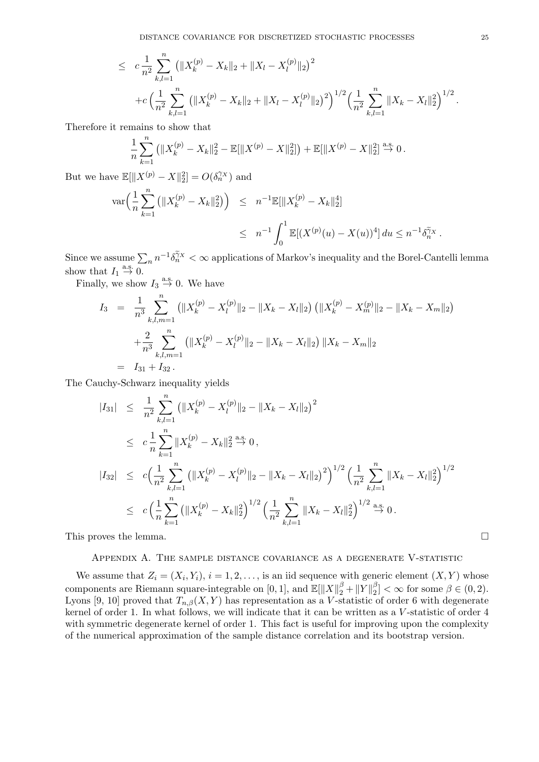$$
\begin{aligned}
&\leq \quad c\,\frac{1}{n^2}\sum_{k,l=1}^{n}\big(\|X_k^{(p)}-X_k\|_2+\|X_l-X_l^{(p)}\|_2\big)^2 \\
&\quad +c\Big(\frac{1}{n^2}\sum_{k,l=1}^{n}\big(\|X_k^{(p)}-X_k\|_2+\|X_l-X_l^{(p)}\|_2\big)^2\Big)^{1/2}\Big(\frac{1}{n^2}\sum_{k,l=1}^{n}\|X_k-X_l\|_2^2\Big)^{1/2}.
\end{aligned}
$$

Therefore it remains to show that

$$
\frac{1}{n}\sum_{k=1}^{n}\big(\|X_k^{(p)}-X_k\|_2^2-\mathbb{E}[\|X^{(p)}-X\|_2^2]\big)+\mathbb{E}[\|X^{(p)}-X\|_2^2]\overset{\text{a.s.}}{\to}0\,.
$$

But we have $\mathbb{E}[\|X^{(p)}-X\|_2^2]=O(\delta_n^{\gamma_X})$ and

$$
\begin{aligned}
\operatorname{var}\Big(\frac{1}{n}\sum_{k=1}^{n}\big(\|X_k^{(p)}-X_k\|_2^2\big)\Big) &\leq n^{-1}\mathbb{E}[\|X_k^{(p)}-X_k\|_2^4] \\
&\leq n^{-1}\int_0^1\mathbb{E}[(X^{(p)}(u)-X(u))^4]\,du\leq n^{-1}\delta_n^{\widetilde{\gamma}_X}\,.
\end{aligned}
$$

Since we assume $\sum_n n^{-1}\delta_n^{\widetilde{\gamma}_X}<\infty$ applications of Markov's inequality and the Borel-Cantelli lemma show that $I_1\overset{\text{a.s.}}{\to}0$.

Finally, we show $I_3\overset{\text{a.s.}}{\to}0$. We have

$$
\begin{aligned}
I_3 &= \frac{1}{n^3}\sum_{k,l,m=1}^{n}\big(\|X_k^{(p)}-X_l^{(p)}\|_2-\|X_k-X_l\|_2\big)\big(\|X_k^{(p)}-X_m^{(p)}\|_2-\|X_k-X_m\|_2\big) \\
&\quad +\frac{2}{n^3}\sum_{k,l,m=1}^{n}\big(\|X_k^{(p)}-X_l^{(p)}\|_2-\|X_k-X_l\|_2\big)\|X_k-X_m\|_2 \\
&= I_{31}+I_{32}\,.
\end{aligned}
$$

The Cauchy-Schwarz inequality yields

$$
\begin{aligned}
|I_{31}| &\leq \frac{1}{n^2}\sum_{k,l=1}^{n}\big(\|X_k^{(p)}-X_l^{(p)}\|_2-\|X_k-X_l\|_2\big)^2 \\
&\leq c\,\frac{1}{n}\sum_{k=1}^{n}\|X_k^{(p)}-X_k\|_2^2\overset{\text{a.s.}}{\to}0\,, \\
|I_{32}| &\leq c\Big(\frac{1}{n^2}\sum_{k,l=1}^{n}\big(\|X_k^{(p)}-X_l^{(p)}\|_2-\|X_k-X_l\|_2\big)^2\Big)^{1/2}\Big(\frac{1}{n^2}\sum_{k,l=1}^{n}\|X_k-X_l\|_2^2\Big)^{1/2} \\
&\leq c\Big(\frac{1}{n}\sum_{k=1}^{n}\big(\|X_k^{(p)}-X_k\|_2^2\Big)^{1/2}\Big(\frac{1}{n^2}\sum_{k,l=1}^{n}\|X_k-X_l\|_2^2\Big)^{1/2}\overset{\text{a.s.}}{\to}0\,.
\end{aligned}
$$

This proves the lemma. $\square$

## Appendix A. The sample distance covariance as a degenerate V-statistic

We assume that $Z_i=(X_i,Y_i)$, $i=1,2,\ldots$, is an iid sequence with generic element $(X,Y)$ whose components are Riemann square-integrable on $[0,1]$, and $\mathbb{E}[\|X\|_2^\beta+\|Y\|_2^\beta]<\infty$ for some $\beta\in(0,2)$. Lyons [9, 10] proved that $T_{n,\beta}(X,Y)$ has representation as a $V$-statistic of order 6 with degenerate kernel of order 1. In what follows, we will indicate that it can be written as a $V$-statistic of order 4 with symmetric degenerate kernel of order 1. This fact is useful for improving upon the complexity of the numerical approximation of the sample distance correlation and its bootstrap version.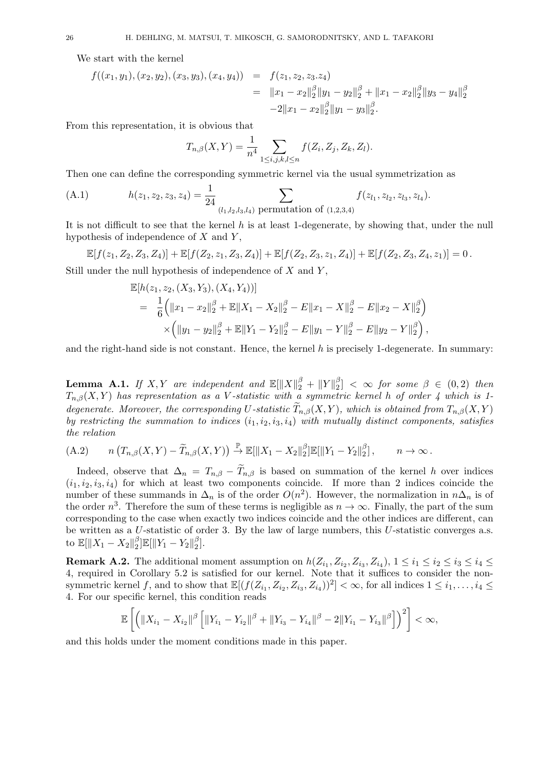We start with the kernel

$$
\begin{aligned}
f((x_1, y_1), (x_2, y_2), (x_3, y_3), (x_4, y_4)) &= f(z_1, z_2, z_3.z_4) \\
&= \|x_1 - x_2\|_2^\beta \|y_1 - y_2\|_2^\beta + \|x_1 - x_2\|_2^\beta \|y_3 - y_4\|_2^\beta \\
&\quad -2\|x_1 - x_2\|_2^\beta \|y_1 - y_3\|_2^\beta .
\end{aligned}
$$

From this representation, it is obvious that

$$
T_{n,\beta}(X, Y) = \frac{1}{n^4} \sum_{1 \le i,j,k,l \le n} f(Z_i, Z_j, Z_k, Z_l).
$$

Then one can define the corresponding symmetric kernel via the usual symmetrization as

$$
h(z_1, z_2, z_3, z_4) = \frac{1}{24} \sum_{(l_1,l_2,l_3,l_4) \text{ permutation of } (1,2,3,4)} f(z_{l_1}, z_{l_2}, z_{l_3}, z_{l_4}). \tag{A.1}
$$

It is not difficult to see that the kernel $h$ is at least 1-degenerate, by showing that, under the null hypothesis of independence of $X$ and $Y$,

$$
\mathbb{E}[f(z_1, Z_2, Z_3, Z_4)] + \mathbb{E}[f(Z_2, z_1, Z_3, Z_4)] + \mathbb{E}[f(Z_2, Z_3, z_1, Z_4)] + \mathbb{E}[f(Z_2, Z_3, Z_4, z_1)] = 0 .
$$

Still under the null hypothesis of independence of $X$ and $Y$,

$$
\begin{aligned}
&\mathbb{E}[h(z_1, z_2, (X_3, Y_3), (X_4, Y_4))] \\
&= \frac{1}{6}\Big( \|x_1 - x_2\|_2^\beta + \mathbb{E}\|X_1 - X_2\|_2^\beta - E\|x_1 - X\|_2^\beta - E\|x_2 - X\|_2^\beta \Big) \\
&\quad \times \Big( \|y_1 - y_2\|_2^\beta + \mathbb{E}\|Y_1 - Y_2\|_2^\beta - E\|y_1 - Y\|_2^\beta - E\|y_2 - Y\|_2^\beta \Big) ,
\end{aligned}
$$

and the right-hand side is not constant. Hence, the kernel $h$ is precisely 1-degenerate. In summary:

**Lemma A.1.** *If $X, Y$ are independent and $\mathbb{E}[\|X\|_2^\beta + \|Y\|_2^\beta] < \infty$ for some $\beta \in (0, 2)$ then $T_{n,\beta}(X, Y)$ has representation as a $V$-statistic with a symmetric kernel $h$ of order 4 which is 1-degenerate. Moreover, the corresponding $U$-statistic $\widetilde{T}_{n,\beta}(X, Y)$, which is obtained from $T_{n,\beta}(X, Y)$ by restricting the summation to indices $(i_1, i_2, i_3, i_4)$ with mutually distinct components, satisfies the relation*

$$
n\big(T_{n,\beta}(X, Y) - \widetilde{T}_{n,\beta}(X, Y)\big) \stackrel{\mathbb{P}}{\to} \mathbb{E}[\|X_1 - X_2\|_2^\beta]\mathbb{E}[\|Y_1 - Y_2\|_2^\beta] , \qquad n \to \infty . \tag{A.2}
$$

Indeed, observe that $\Delta_n = T_{n,\beta} - \widetilde{T}_{n,\beta}$ is based on summation of the kernel $h$ over indices $(i_1, i_2, i_3, i_4)$ for which at least two components coincide. If more than 2 indices coincide the number of these summands in $\Delta_n$ is of the order $O(n^2)$. However, the normalization in $n\Delta_n$ is of the order $n^3$. Therefore the sum of these terms is negligible as $n \to \infty$. Finally, the part of the sum corresponding to the case when exactly two indices coincide and the other indices are different, can be written as a $U$-statistic of order 3. By the law of large numbers, this $U$-statistic converges a.s. to $\mathbb{E}[\|X_1 - X_2\|_2^\beta]\mathbb{E}[\|Y_1 - Y_2\|_2^\beta]$.

**Remark A.2.** The additional moment assumption on $h(Z_{i_1}, Z_{i_2}, Z_{i_3}, Z_{i_4})$, $1 \le i_1 \le i_2 \le i_3 \le i_4 \le 4$, required in Corollary 5.2 is satisfied for our kernel. Note that it suffices to consider the non-symmetric kernel $f$, and to show that $\mathbb{E}[(f(Z_{i_1}, Z_{i_2}, Z_{i_3}, Z_{i_4}))^2] < \infty$, for all indices $1 \le i_1, \ldots, i_4 \le 4$. For our specific kernel, this condition reads

$$
\mathbb{E}\left[ \Big( \|X_{i_1} - X_{i_2}\|^\beta \Big[ \|Y_{i_1} - Y_{i_2}\|^\beta + \|Y_{i_3} - Y_{i_4}\|^\beta - 2\|Y_{i_1} - Y_{i_3}\|^\beta \Big] \Big)^2 \right] < \infty,
$$

and this holds under the moment conditions made in this paper.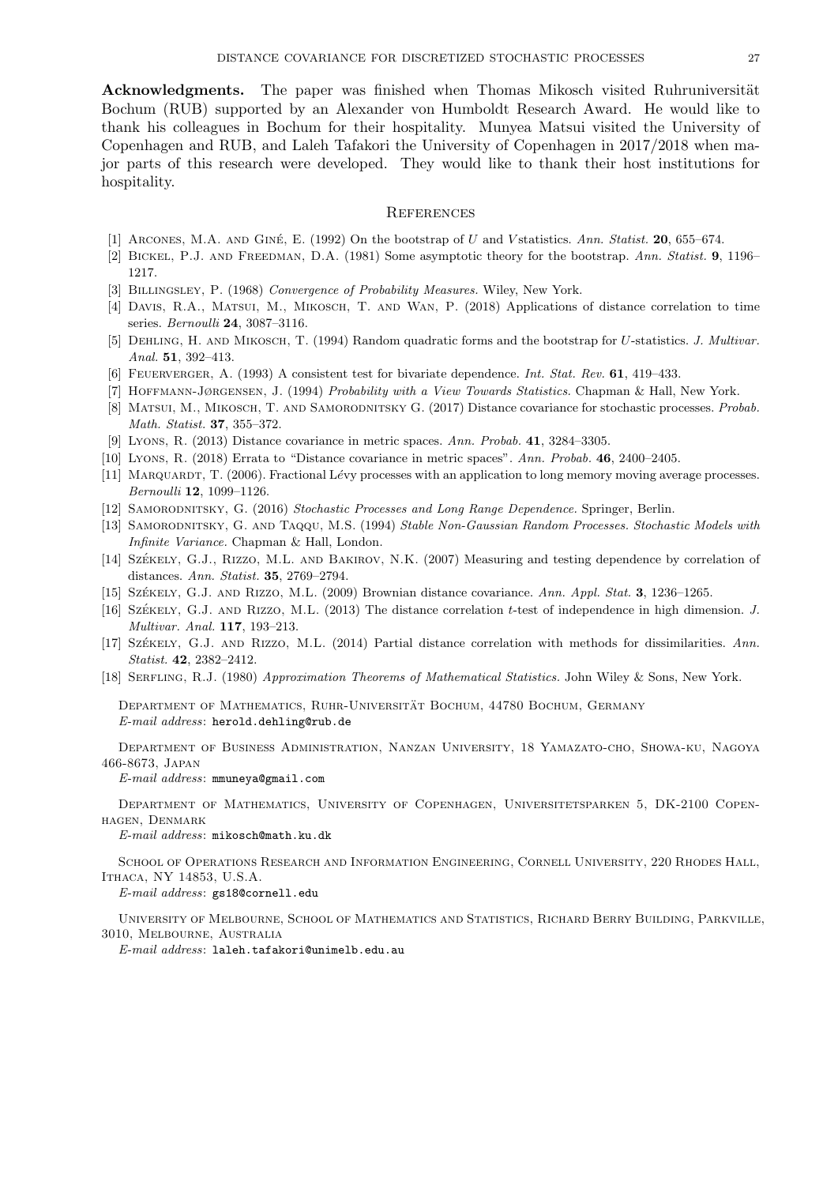**Acknowledgments.** The paper was finished when Thomas Mikosch visited Ruhruniversität Bochum (RUB) supported by an Alexander von Humboldt Research Award. He would like to thank his colleagues in Bochum for their hospitality. Munyea Matsui visited the University of Copenhagen and RUB, and Laleh Tafakori the University of Copenhagen in 2017/2018 when major parts of this research were developed. They would like to thank their host institutions for hospitality.

## References

[1] Arcones, M.A. and Giné, E. (1992) On the bootstrap of $U$ and $V$statistics. *Ann. Statist.* **20**, 655–674.

[2] Bickel, P.J. and Freedman, D.A. (1981) Some asymptotic theory for the bootstrap. *Ann. Statist.* **9**, 1196–1217.

[3] Billingsley, P. (1968) *Convergence of Probability Measures.* Wiley, New York.

[4] Davis, R.A., Matsui, M., Mikosch, T. and Wan, P. (2018) Applications of distance correlation to time series. *Bernoulli* **24**, 3087–3116.

[5] Dehling, H. and Mikosch, T. (1994) Random quadratic forms and the bootstrap for $U$-statistics. *J. Multivar. Anal.* **51**, 392–413.

[6] Feuerverger, A. (1993) A consistent test for bivariate dependence. *Int. Stat. Rev.* **61**, 419–433.

[7] Hoffmann-Jørgensen, J. (1994) *Probability with a View Towards Statistics.* Chapman & Hall, New York.

[8] Matsui, M., Mikosch, T. and Samorodnitsky G. (2017) Distance covariance for stochastic processes. *Probab. Math. Statist.* **37**, 355–372.

[9] Lyons, R. (2013) Distance covariance in metric spaces. *Ann. Probab.* **41**, 3284–3305.

[10] Lyons, R. (2018) Errata to "Distance covariance in metric spaces". *Ann. Probab.* **46**, 2400–2405.

[11] Marquardt, T. (2006). Fractional Lévy processes with an application to long memory moving average processes. *Bernoulli* **12**, 1099–1126.

[12] Samorodnitsky, G. (2016) *Stochastic Processes and Long Range Dependence.* Springer, Berlin.

[13] Samorodnitsky, G. and Taqqu, M.S. (1994) *Stable Non-Gaussian Random Processes. Stochastic Models with Infinite Variance.* Chapman & Hall, London.

[14] Székely, G.J., Rizzo, M.L. and Bakirov, N.K. (2007) Measuring and testing dependence by correlation of distances. *Ann. Statist.* **35**, 2769–2794.

[15] Székely, G.J. and Rizzo, M.L. (2009) Brownian distance covariance. *Ann. Appl. Stat.* **3**, 1236–1265.

[16] Székely, G.J. and Rizzo, M.L. (2013) The distance correlation $t$-test of independence in high dimension. *J. Multivar. Anal.* **117**, 193–213.

[17] Székely, G.J. and Rizzo, M.L. (2014) Partial distance correlation with methods for dissimilarities. *Ann. Statist.* **42**, 2382–2412.

[18] Serfling, R.J. (1980) *Approximation Theorems of Mathematical Statistics.* John Wiley & Sons, New York.

Department of Mathematics, Ruhr-Universität Bochum, 44780 Bochum, Germany
*E-mail address*: herold.dehling@rub.de

Department of Business Administration, Nanzan University, 18 Yamazato-cho, Showa-ku, Nagoya 466-8673, Japan
*E-mail address*: mmuneya@gmail.com

Department of Mathematics, University of Copenhagen, Universitetsparken 5, DK-2100 Copenhagen, Denmark
*E-mail address*: mikosch@math.ku.dk

School of Operations Research and Information Engineering, Cornell University, 220 Rhodes Hall, Ithaca, NY 14853, U.S.A.
*E-mail address*: gs18@cornell.edu

University of Melbourne, School of Mathematics and Statistics, Richard Berry Building, Parkville, 3010, Melbourne, Australia
*E-mail address*: laleh.tafakori@unimelb.edu.au